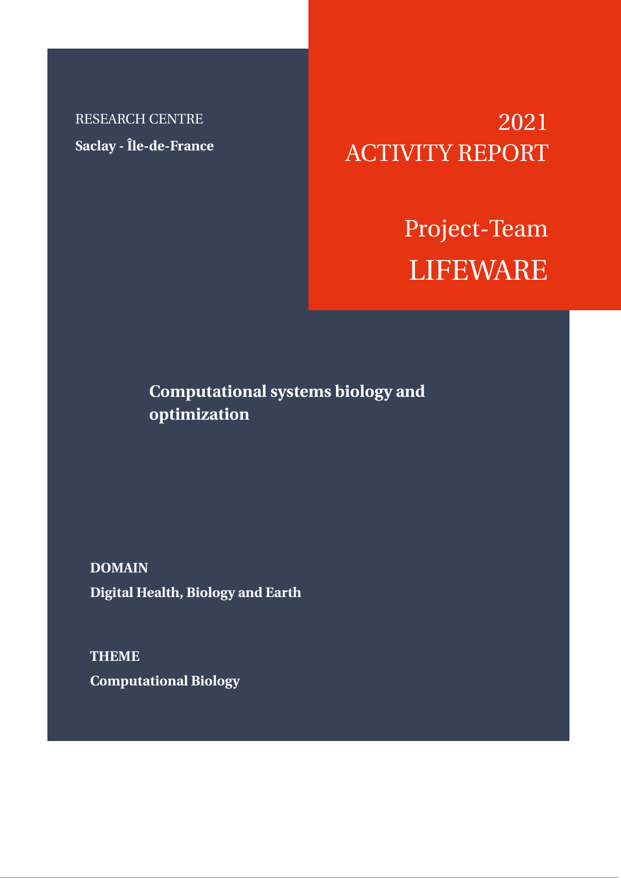RESEARCH CENTRE

**Saclay - Île-de-France**

# 2021 ACTIVITY REPORT

# Project-Team LIFEWARE

**Computational systems biology and optimization**

**DOMAIN**

**Digital Health, Biology and Earth**

**THEME**

**Computational Biology**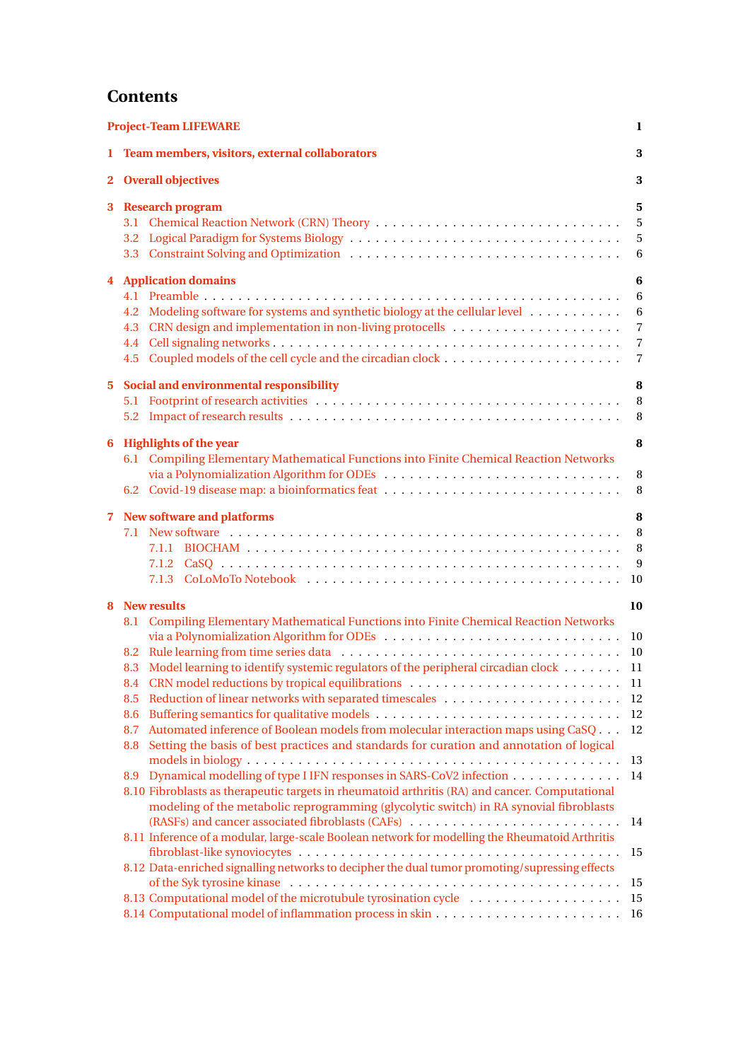# Contents

**Project-Team LIFEWARE** 1

**1 Team members, visitors, external collaborators** 3

**2 Overall objectives** 3

**3 Research program** 5

- 3.1 Chemical Reaction Network (CRN) Theory . . . 5
- 3.2 Logical Paradigm for Systems Biology . . . 5
- 3.3 Constraint Solving and Optimization . . . 6

**4 Application domains** 6

- 4.1 Preamble . . . 6
- 4.2 Modeling software for systems and synthetic biology at the cellular level . . . 6
- 4.3 CRN design and implementation in non-living protocells . . . 7
- 4.4 Cell signaling networks . . . 7
- 4.5 Coupled models of the cell cycle and the circadian clock . . . 7

**5 Social and environmental responsibility** 8

- 5.1 Footprint of research activities . . . 8
- 5.2 Impact of research results . . . 8

**6 Highlights of the year** 8

- 6.1 Compiling Elementary Mathematical Functions into Finite Chemical Reaction Networks via a Polynomialization Algorithm for ODEs . . . 8
- 6.2 Covid-19 disease map: a bioinformatics feat . . . 8

**7 New software and platforms** 8

- 7.1 New software . . . 8
  - 7.1.1 BIOCHAM . . . 8
  - 7.1.2 CaSQ . . . 9
  - 7.1.3 CoLoMoTo Notebook . . . 10

**8 New results** 10

- 8.1 Compiling Elementary Mathematical Functions into Finite Chemical Reaction Networks via a Polynomialization Algorithm for ODEs . . . 10
- 8.2 Rule learning from time series data . . . 10
- 8.3 Model learning to identify systemic regulators of the peripheral circadian clock . . . 11
- 8.4 CRN model reductions by tropical equilibrations . . . 11
- 8.5 Reduction of linear networks with separated timescales . . . 12
- 8.6 Buffering semantics for qualitative models . . . 12
- 8.7 Automated inference of Boolean models from molecular interaction maps using CaSQ . . . 12
- 8.8 Setting the basis of best practices and standards for curation and annotation of logical models in biology . . . 13
- 8.9 Dynamical modelling of type I IFN responses in SARS-CoV2 infection . . . 14
- 8.10 Fibroblasts as therapeutic targets in rheumatoid arthritis (RA) and cancer. Computational modeling of the metabolic reprogramming (glycolytic switch) in RA synovial fibroblasts (RASFs) and cancer associated fibroblasts (CAFs) . . . 14
- 8.11 Inference of a modular, large-scale Boolean network for modelling the Rheumatoid Arthritis fibroblast-like synoviocytes . . . 15
- 8.12 Data-enriched signalling networks to decipher the dual tumor promoting/supressing effects of the Syk tyrosine kinase . . . 15
- 8.13 Computational model of the microtubule tyrosination cycle . . . 15
- 8.14 Computational model of inflammation process in skin . . . 16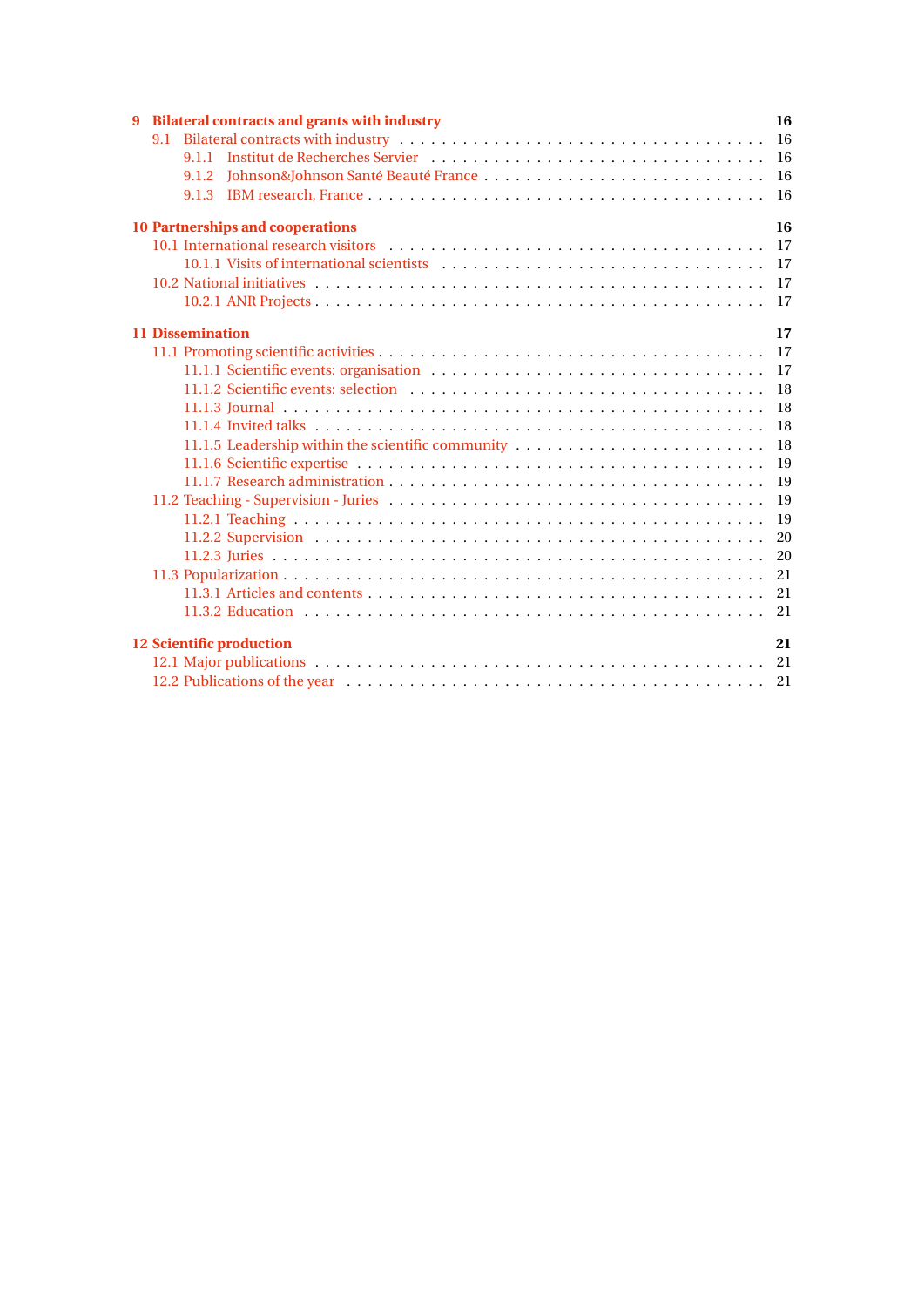**9 Bilateral contracts and grants with industry** **16**

- 9.1 Bilateral contracts with industry . . . . . 16
  - 9.1.1 Institut de Recherches Servier . . . . . 16
  - 9.1.2 Johnson&Johnson Santé Beauté France . . . . . 16
  - 9.1.3 IBM research, France . . . . . 16

**10 Partnerships and cooperations** **16**

- 10.1 International research visitors . . . . . 17
  - 10.1.1 Visits of international scientists . . . . . 17
- 10.2 National initiatives . . . . . 17
  - 10.2.1 ANR Projects . . . . . 17

**11 Dissemination** **17**

- 11.1 Promoting scientific activities . . . . . 17
  - 11.1.1 Scientific events: organisation . . . . . 17
  - 11.1.2 Scientific events: selection . . . . . 18
  - 11.1.3 Journal . . . . . 18
  - 11.1.4 Invited talks . . . . . 18
  - 11.1.5 Leadership within the scientific community . . . . . 18
  - 11.1.6 Scientific expertise . . . . . 19
  - 11.1.7 Research administration . . . . . 19
- 11.2 Teaching - Supervision - Juries . . . . . 19
  - 11.2.1 Teaching . . . . . 19
  - 11.2.2 Supervision . . . . . 20
  - 11.2.3 Juries . . . . . 20
- 11.3 Popularization . . . . . 21
  - 11.3.1 Articles and contents . . . . . 21
  - 11.3.2 Education . . . . . 21

**12 Scientific production** **21**

- 12.1 Major publications . . . . . 21
- 12.2 Publications of the year . . . . . 21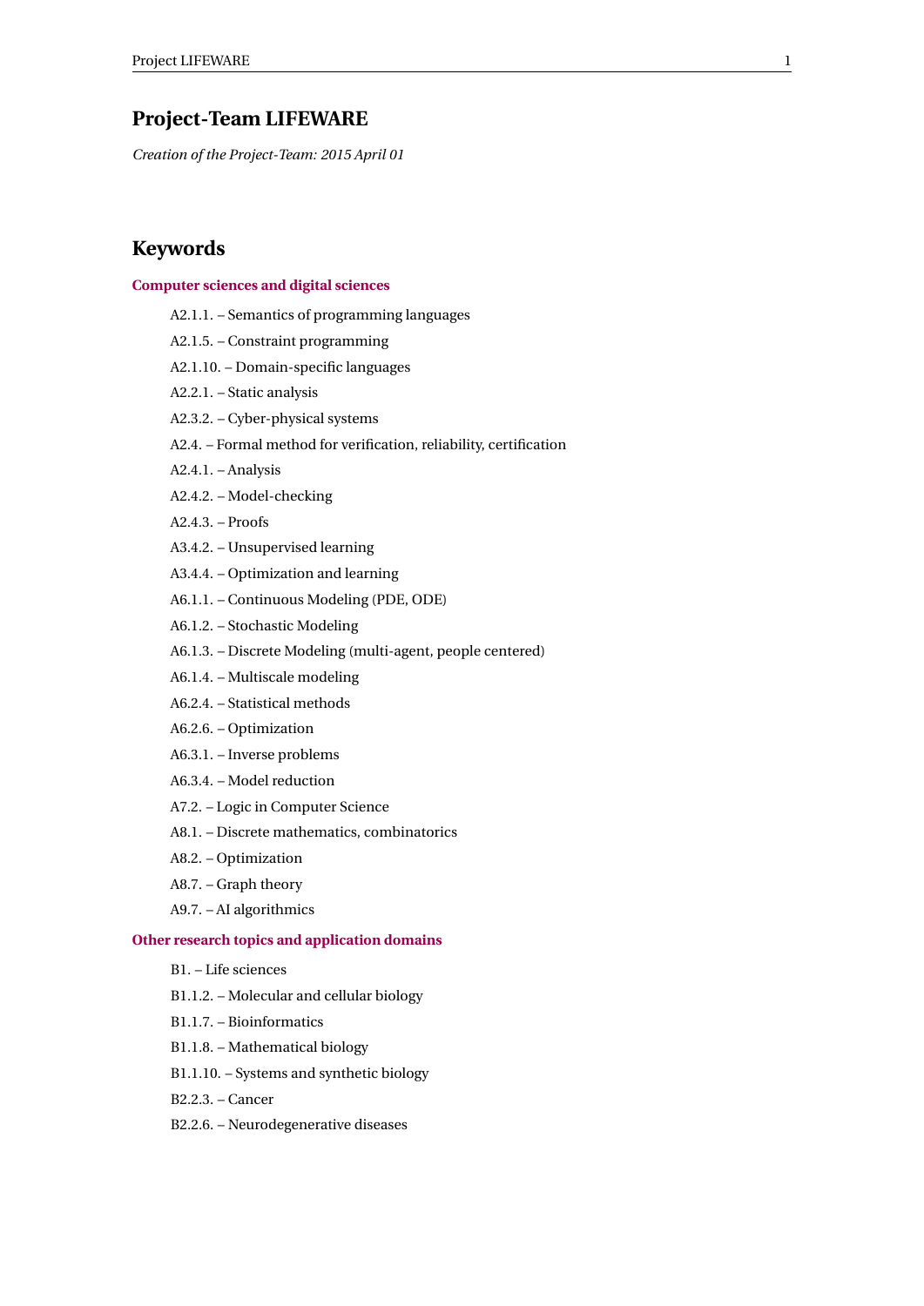# Project-Team LIFEWARE

*Creation of the Project-Team: 2015 April 01*

## Keywords

### Computer sciences and digital sciences

- A2.1.1. – Semantics of programming languages
- A2.1.5. – Constraint programming
- A2.1.10. – Domain-specific languages
- A2.2.1. – Static analysis
- A2.3.2. – Cyber-physical systems
- A2.4. – Formal method for verification, reliability, certification
- A2.4.1. – Analysis
- A2.4.2. – Model-checking
- A2.4.3. – Proofs
- A3.4.2. – Unsupervised learning
- A3.4.4. – Optimization and learning
- A6.1.1. – Continuous Modeling (PDE, ODE)
- A6.1.2. – Stochastic Modeling
- A6.1.3. – Discrete Modeling (multi-agent, people centered)
- A6.1.4. – Multiscale modeling
- A6.2.4. – Statistical methods
- A6.2.6. – Optimization
- A6.3.1. – Inverse problems
- A6.3.4. – Model reduction
- A7.2. – Logic in Computer Science
- A8.1. – Discrete mathematics, combinatorics
- A8.2. – Optimization
- A8.7. – Graph theory
- A9.7. – AI algorithmics

### Other research topics and application domains

- B1. – Life sciences
- B1.1.2. – Molecular and cellular biology
- B1.1.7. – Bioinformatics
- B1.1.8. – Mathematical biology
- B1.1.10. – Systems and synthetic biology
- B2.2.3. – Cancer
- B2.2.6. – Neurodegenerative diseases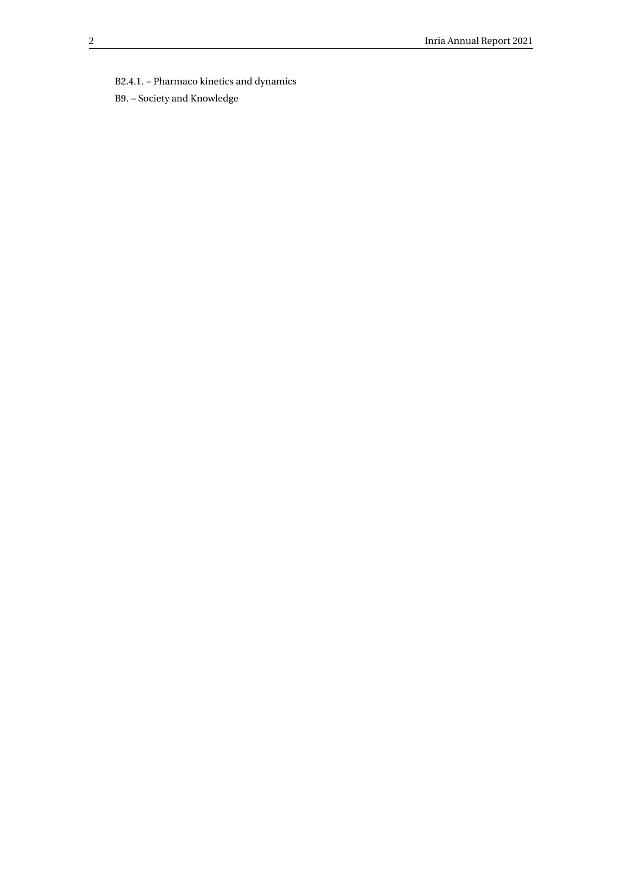B2.4.1. – Pharmaco kinetics and dynamics

B9. – Society and Knowledge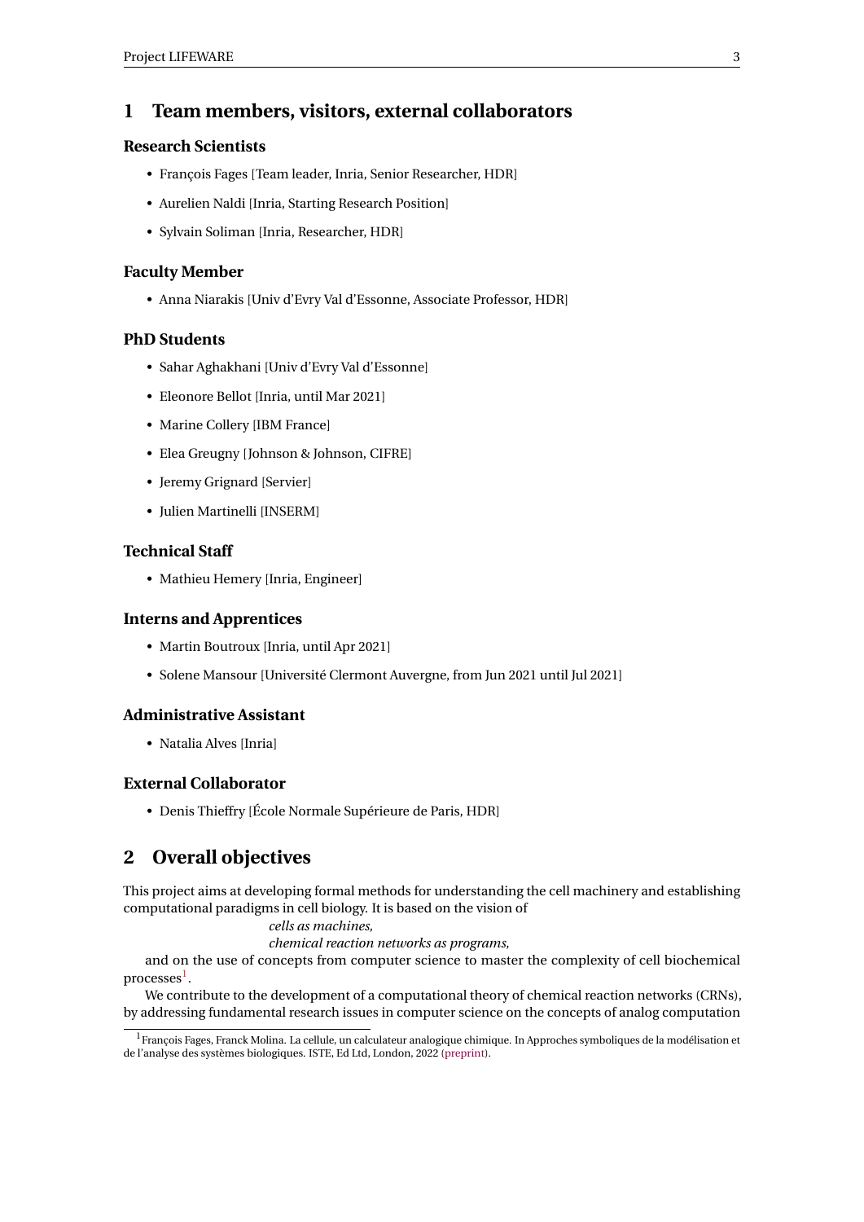# 1 Team members, visitors, external collaborators

### Research Scientists

- François Fages [Team leader, Inria, Senior Researcher, HDR]
- Aurelien Naldi [Inria, Starting Research Position]
- Sylvain Soliman [Inria, Researcher, HDR]

### Faculty Member

- Anna Niarakis [Univ d'Evry Val d'Essonne, Associate Professor, HDR]

### PhD Students

- Sahar Aghakhani [Univ d'Evry Val d'Essonne]
- Eleonore Bellot [Inria, until Mar 2021]
- Marine Collery [IBM France]
- Elea Greugny [Johnson & Johnson, CIFRE]
- Jeremy Grignard [Servier]
- Julien Martinelli [INSERM]

### Technical Staff

- Mathieu Hemery [Inria, Engineer]

### Interns and Apprentices

- Martin Boutroux [Inria, until Apr 2021]
- Solene Mansour [Université Clermont Auvergne, from Jun 2021 until Jul 2021]

### Administrative Assistant

- Natalia Alves [Inria]

### External Collaborator

- Denis Thieffry [École Normale Supérieure de Paris, HDR]

# 2 Overall objectives

This project aims at developing formal methods for understanding the cell machinery and establishing computational paradigms in cell biology. It is based on the vision of

*cells as machines,*

*chemical reaction networks as programs,*

and on the use of concepts from computer science to master the complexity of cell biochemical processes[1].

We contribute to the development of a computational theory of chemical reaction networks (CRNs), by addressing fundamental research issues in computer science on the concepts of analog computation

[1] François Fages, Franck Molina. La cellule, un calculateur analogique chimique. In Approches symboliques de la modélisation et de l'analyse des systèmes biologiques. ISTE, Ed Ltd, London, 2022 (preprint).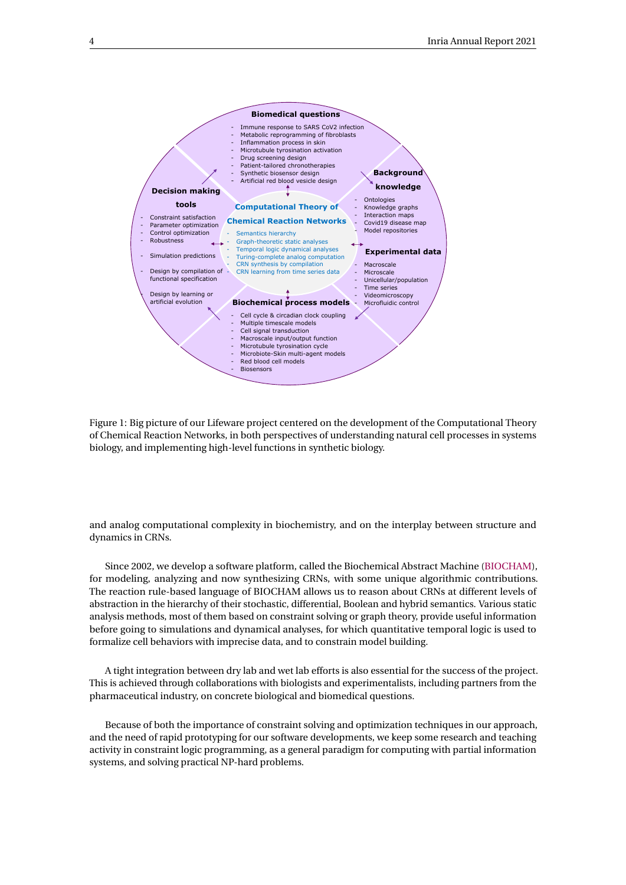**Biomedical questions**

- Immune response to SARS CoV2 infection
- Metabolic reprogramming of fibroblasts
- Inflammation process in skin
- Microtubule tyrosination activation
- Drug screening design
- Patient-tailored chronotherapies
- Synthetic biosensor design
- Artificial red blood vesicle design

**Background knowledge**

- Ontologies
- Knowledge graphs
- Interaction maps
- Covid19 disease map
- Model repositories

**Experimental data**

- Macroscale
- Microscale
- Unicellular/population
- Time series
- Videomicroscopy
- Microfluidic control

**Biochemical process models**

- Cell cycle & circadian clock coupling
- Multiple timescale models
- Cell signal transduction
- Macroscale input/output function
- Microtubule tyrosination cycle
- Microbiote-Skin multi-agent models
- Red blood cell models
- Biosensors

**Decision making tools**

- Constraint satisfaction
- Parameter optimization
- Control optimization
- Robustness
- Simulation predictions
- Design by compilation of functional specification
- Design by learning or artificial evolution

**Computational Theory of Chemical Reaction Networks**

- Semantics hierarchy
- Graph-theoretic static analyses
- Temporal logic dynamical analyses
- Turing-complete analog computation
- CRN synthesis by compilation
- CRN learning from time series data

Figure 1: Big picture of our Lifeware project centered on the development of the Computational Theory of Chemical Reaction Networks, in both perspectives of understanding natural cell processes in systems biology, and implementing high-level functions in synthetic biology.

and analog computational complexity in biochemistry, and on the interplay between structure and dynamics in CRNs.

Since 2002, we develop a software platform, called the Biochemical Abstract Machine (BIOCHAM), for modeling, analyzing and now synthesizing CRNs, with some unique algorithmic contributions. The reaction rule-based language of BIOCHAM allows us to reason about CRNs at different levels of abstraction in the hierarchy of their stochastic, differential, Boolean and hybrid semantics. Various static analysis methods, most of them based on constraint solving or graph theory, provide useful information before going to simulations and dynamical analyses, for which quantitative temporal logic is used to formalize cell behaviors with imprecise data, and to constrain model building.

A tight integration between dry lab and wet lab efforts is also essential for the success of the project. This is achieved through collaborations with biologists and experimentalists, including partners from the pharmaceutical industry, on concrete biological and biomedical questions.

Because of both the importance of constraint solving and optimization techniques in our approach, and the need of rapid prototyping for our software developments, we keep some research and teaching activity in constraint logic programming, as a general paradigm for computing with partial information systems, and solving practical NP-hard problems.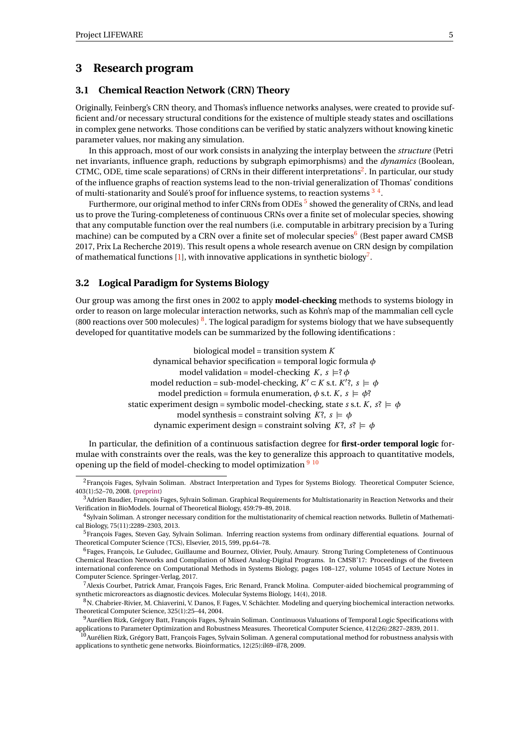# 3 Research program

## 3.1 Chemical Reaction Network (CRN) Theory

Originally, Feinberg's CRN theory, and Thomas's influence networks analyses, were created to provide sufficient and/or necessary structural conditions for the existence of multiple steady states and oscillations in complex gene networks. Those conditions can be verified by static analyzers without knowing kinetic parameter values, nor making any simulation.

In this approach, most of our work consists in analyzing the interplay between the *structure* (Petri net invariants, influence graph, reductions by subgraph epimorphisms) and the *dynamics* (Boolean, CTMC, ODE, time scale separations) of CRNs in their different interpretations[2]. In particular, our study of the influence graphs of reaction systems lead to the non-trivial generalization of Thomas' conditions of multi-stationarity and Soulé's proof for influence systems, to reaction systems [3] [4].

Furthermore, our original method to infer CRNs from ODEs [5] showed the generality of CRNs, and lead us to prove the Turing-completeness of continuous CRNs over a finite set of molecular species, showing that any computable function over the real numbers (i.e. computable in arbitrary precision by a Turing machine) can be computed by a CRN over a finite set of molecular species[6] (Best paper award CMSB 2017, Prix La Recherche 2019). This result opens a whole research avenue on CRN design by compilation of mathematical functions [1], with innovative applications in synthetic biology[7].

## 3.2 Logical Paradigm for Systems Biology

Our group was among the first ones in 2002 to apply **model-checking** methods to systems biology in order to reason on large molecular interaction networks, such as Kohn's map of the mammalian cell cycle (800 reactions over 500 molecules) [8]. The logical paradigm for systems biology that we have subsequently developed for quantitative models can be summarized by the following identifications :

$$
\begin{gathered}
\text{biological model} = \text{transition system } K \\
\text{dynamical behavior specification} = \text{temporal logic formula } \phi \\
\text{model validation} = \text{model-checking } \; K,\, s \models ?\, \phi \\
\text{model reduction} = \text{sub-model-checking, } K' \subset K \text{ s.t. } K'?,\; s \models \phi \\
\text{model prediction} = \text{formula enumeration, } \phi \text{ s.t. } K,\; s \models \phi? \\
\text{static experiment design} = \text{symbolic model-checking, state } s \text{ s.t. } K,\; s? \models \phi \\
\text{model synthesis} = \text{constraint solving } \; K?,\; s \models \phi \\
\text{dynamic experiment design} = \text{constraint solving } \; K?,\; s? \models \phi
\end{gathered}
$$

In particular, the definition of a continuous satisfaction degree for **first-order temporal logic** formulae with constraints over the reals, was the key to generalize this approach to quantitative models, opening up the field of model-checking to model optimization [9] [10]

---

[2] François Fages, Sylvain Soliman. Abstract Interpretation and Types for Systems Biology. Theoretical Computer Science, 403(1):52–70, 2008. (preprint)

[3] Adrien Baudier, François Fages, Sylvain Soliman. Graphical Requirements for Multistationarity in Reaction Networks and their Verification in BioModels. Journal of Theoretical Biology, 459:79–89, 2018.

[4] Sylvain Soliman. A stronger necessary condition for the multistationarity of chemical reaction networks. Bulletin of Mathematical Biology, 75(11):2289–2303, 2013.

[5] François Fages, Steven Gay, Sylvain Soliman. Inferring reaction systems from ordinary differential equations. Journal of Theoretical Computer Science (TCS), Elsevier, 2015, 599, pp.64–78.

[6] Fages, François, Le Guludec, Guillaume and Bournez, Olivier, Pouly, Amaury. Strong Turing Completeness of Continuous Chemical Reaction Networks and Compilation of Mixed Analog-Digital Programs. In CMSB'17: Proceedings of the fiveteen international conference on Computational Methods in Systems Biology, pages 108–127, volume 10545 of Lecture Notes in Computer Science. Springer-Verlag, 2017.

[7] Alexis Courbet, Patrick Amar, François Fages, Eric Renard, Franck Molina. Computer-aided biochemical programming of synthetic microreactors as diagnostic devices. Molecular Systems Biology, 14(4), 2018.

[8] N. Chabrier-Rivier, M. Chiaverini, V. Danos, F. Fages, V. Schächter. Modeling and querying biochemical interaction networks. Theoretical Computer Science, 325(1):25–44, 2004.

[9] Aurélien Rizk, Grégory Batt, François Fages, Sylvain Soliman. Continuous Valuations of Temporal Logic Specifications with applications to Parameter Optimization and Robustness Measures. Theoretical Computer Science, 412(26):2827–2839, 2011.

[10] Aurélien Rizk, Grégory Batt, François Fages, Sylvain Soliman. A general computational method for robustness analysis with applications to synthetic gene networks. Bioinformatics, 12(25):il69–il78, 2009.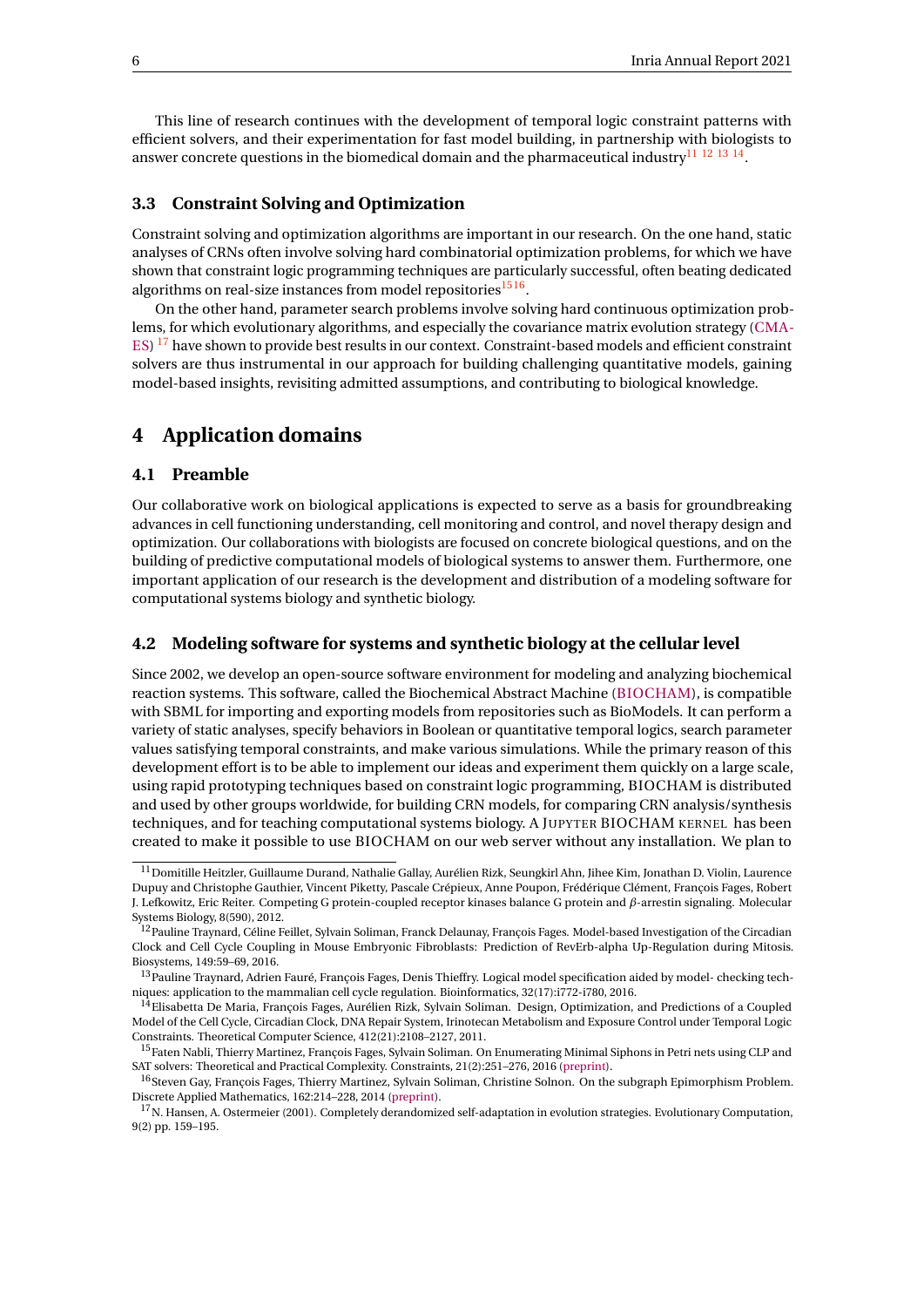This line of research continues with the development of temporal logic constraint patterns with efficient solvers, and their experimentation for fast model building, in partnership with biologists to answer concrete questions in the biomedical domain and the pharmaceutical industry[11] [12] [13] [14].

### 3.3 Constraint Solving and Optimization

Constraint solving and optimization algorithms are important in our research. On the one hand, static analyses of CRNs often involve solving hard combinatorial optimization problems, for which we have shown that constraint logic programming techniques are particularly successful, often beating dedicated algorithms on real-size instances from model repositories[15][16].

On the other hand, parameter search problems involve solving hard continuous optimization problems, for which evolutionary algorithms, and especially the covariance matrix evolution strategy (CMA-ES) [17] have shown to provide best results in our context. Constraint-based models and efficient constraint solvers are thus instrumental in our approach for building challenging quantitative models, gaining model-based insights, revisiting admitted assumptions, and contributing to biological knowledge.

## 4 Application domains

### 4.1 Preamble

Our collaborative work on biological applications is expected to serve as a basis for groundbreaking advances in cell functioning understanding, cell monitoring and control, and novel therapy design and optimization. Our collaborations with biologists are focused on concrete biological questions, and on the building of predictive computational models of biological systems to answer them. Furthermore, one important application of our research is the development and distribution of a modeling software for computational systems biology and synthetic biology.

### 4.2 Modeling software for systems and synthetic biology at the cellular level

Since 2002, we develop an open-source software environment for modeling and analyzing biochemical reaction systems. This software, called the Biochemical Abstract Machine (BIOCHAM), is compatible with SBML for importing and exporting models from repositories such as BioModels. It can perform a variety of static analyses, specify behaviors in Boolean or quantitative temporal logics, search parameter values satisfying temporal constraints, and make various simulations. While the primary reason of this development effort is to be able to implement our ideas and experiment them quickly on a large scale, using rapid prototyping techniques based on constraint logic programming, BIOCHAM is distributed and used by other groups worldwide, for building CRN models, for comparing CRN analysis/synthesis techniques, and for teaching computational systems biology. A JUPYTER BIOCHAM KERNEL has been created to make it possible to use BIOCHAM on our web server without any installation. We plan to

---

[11] Domitille Heitzler, Guillaume Durand, Nathalie Gallay, Aurélien Rizk, Seungkirl Ahn, Jihee Kim, Jonathan D. Violin, Laurence Dupuy and Christophe Gauthier, Vincent Piketty, Pascale Crépieux, Anne Poupon, Frédérique Clément, François Fages, Robert J. Lefkowitz, Eric Reiter. Competing G protein-coupled receptor kinases balance G protein and $\beta$-arrestin signaling. Molecular Systems Biology, 8(590), 2012.

[12] Pauline Traynard, Céline Feillet, Sylvain Soliman, Franck Delaunay, François Fages. Model-based Investigation of the Circadian Clock and Cell Cycle Coupling in Mouse Embryonic Fibroblasts: Prediction of RevErb-alpha Up-Regulation during Mitosis. Biosystems, 149:59–69, 2016.

[13] Pauline Traynard, Adrien Fauré, François Fages, Denis Thieffry. Logical model specification aided by model- checking techniques: application to the mammalian cell cycle regulation. Bioinformatics, 32(17):i772-i780, 2016.

[14] Elisabetta De Maria, François Fages, Aurélien Rizk, Sylvain Soliman. Design, Optimization, and Predictions of a Coupled Model of the Cell Cycle, Circadian Clock, DNA Repair System, Irinotecan Metabolism and Exposure Control under Temporal Logic Constraints. Theoretical Computer Science, 412(21):2108–2127, 2011.

[15] Faten Nabli, Thierry Martinez, François Fages, Sylvain Soliman. On Enumerating Minimal Siphons in Petri nets using CLP and SAT solvers: Theoretical and Practical Complexity. Constraints, 21(2):251–276, 2016 (preprint).

[16] Steven Gay, François Fages, Thierry Martinez, Sylvain Soliman, Christine Solnon. On the subgraph Epimorphism Problem. Discrete Applied Mathematics, 162:214–228, 2014 (preprint).

[17] N. Hansen, A. Ostermeier (2001). Completely derandomized self-adaptation in evolution strategies. Evolutionary Computation, 9(2) pp. 159–195.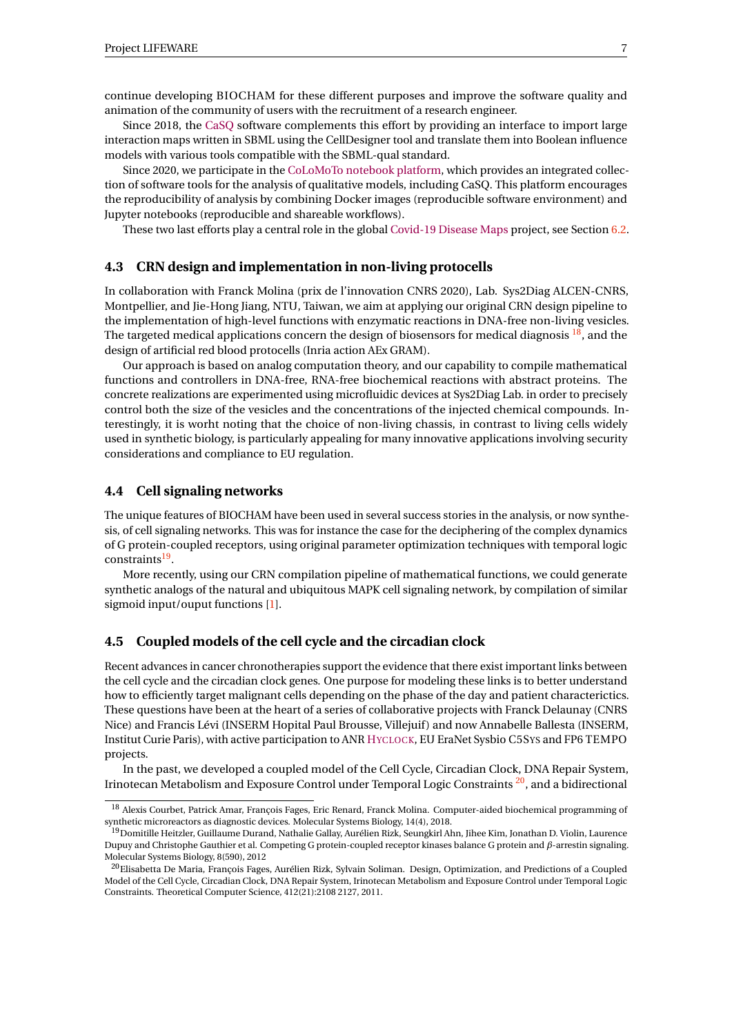continue developing BIOCHAM for these different purposes and improve the software quality and animation of the community of users with the recruitment of a research engineer.

Since 2018, the CaSQ software complements this effort by providing an interface to import large interaction maps written in SBML using the CellDesigner tool and translate them into Boolean influence models with various tools compatible with the SBML-qual standard.

Since 2020, we participate in the CoLoMoTo notebook platform, which provides an integrated collection of software tools for the analysis of qualitative models, including CaSQ. This platform encourages the reproducibility of analysis by combining Docker images (reproducible software environment) and Jupyter notebooks (reproducible and shareable workflows).

These two last efforts play a central role in the global Covid-19 Disease Maps project, see Section 6.2.

### 4.3 CRN design and implementation in non-living protocells

In collaboration with Franck Molina (prix de l'innovation CNRS 2020), Lab. Sys2Diag ALCEN-CNRS, Montpellier, and Jie-Hong Jiang, NTU, Taiwan, we aim at applying our original CRN design pipeline to the implementation of high-level functions with enzymatic reactions in DNA-free non-living vesicles. The targeted medical applications concern the design of biosensors for medical diagnosis [18], and the design of artificial red blood protocells (Inria action AEx GRAM).

Our approach is based on analog computation theory, and our capability to compile mathematical functions and controllers in DNA-free, RNA-free biochemical reactions with abstract proteins. The concrete realizations are experimented using microfluidic devices at Sys2Diag Lab. in order to precisely control both the size of the vesicles and the concentrations of the injected chemical compounds. Interestingly, it is worht noting that the choice of non-living chassis, in contrast to living cells widely used in synthetic biology, is particularly appealing for many innovative applications involving security considerations and compliance to EU regulation.

### 4.4 Cell signaling networks

The unique features of BIOCHAM have been used in several success stories in the analysis, or now synthesis, of cell signaling networks. This was for instance the case for the deciphering of the complex dynamics of G protein-coupled receptors, using original parameter optimization techniques with temporal logic constraints[19].

More recently, using our CRN compilation pipeline of mathematical functions, we could generate synthetic analogs of the natural and ubiquitous MAPK cell signaling network, by compilation of similar sigmoid input/ouput functions [1].

### 4.5 Coupled models of the cell cycle and the circadian clock

Recent advances in cancer chronotherapies support the evidence that there exist important links between the cell cycle and the circadian clock genes. One purpose for modeling these links is to better understand how to efficiently target malignant cells depending on the phase of the day and patient characterictics. These questions have been at the heart of a series of collaborative projects with Franck Delaunay (CNRS Nice) and Francis Lévi (INSERM Hopital Paul Brousse, Villejuif) and now Annabelle Ballesta (INSERM, Institut Curie Paris), with active participation to ANR HYCLOCK, EU EraNet Sysbio C5SYS and FP6 TEMPO projects.

In the past, we developed a coupled model of the Cell Cycle, Circadian Clock, DNA Repair System, Irinotecan Metabolism and Exposure Control under Temporal Logic Constraints [20], and a bidirectional

---

[18] Alexis Courbet, Patrick Amar, François Fages, Eric Renard, Franck Molina. Computer-aided biochemical programming of synthetic microreactors as diagnostic devices. Molecular Systems Biology, 14(4), 2018.

[19] Domitille Heitzler, Guillaume Durand, Nathalie Gallay, Aurélien Rizk, Seungkirl Ahn, Jihee Kim, Jonathan D. Violin, Laurence Dupuy and Christophe Gauthier et al. Competing G protein-coupled receptor kinases balance G protein and $\beta$-arrestin signaling. Molecular Systems Biology, 8(590), 2012

[20] Elisabetta De Maria, François Fages, Aurélien Rizk, Sylvain Soliman. Design, Optimization, and Predictions of a Coupled Model of the Cell Cycle, Circadian Clock, DNA Repair System, Irinotecan Metabolism and Exposure Control under Temporal Logic Constraints. Theoretical Computer Science, 412(21):2108 2127, 2011.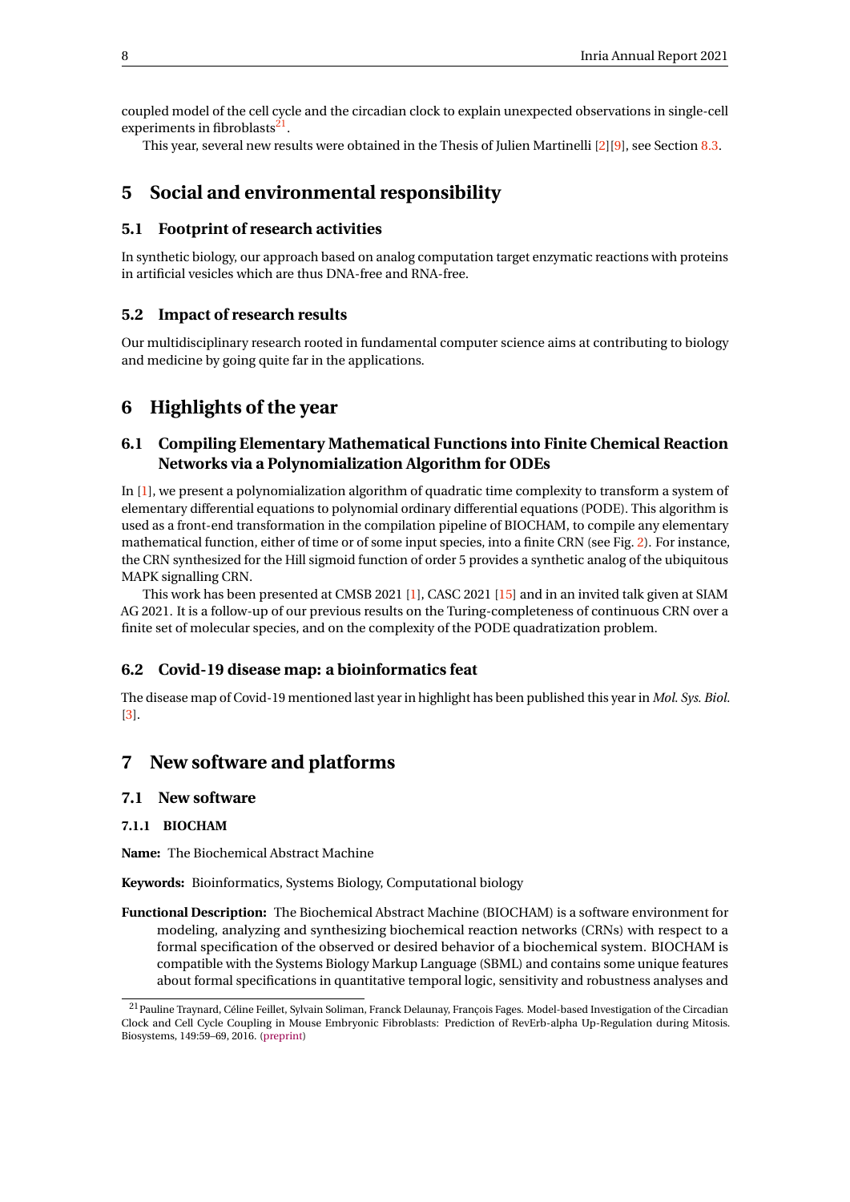coupled model of the cell cycle and the circadian clock to explain unexpected observations in single-cell experiments in fibroblasts[21].

This year, several new results were obtained in the Thesis of Julien Martinelli [2][9], see Section 8.3.

# 5 Social and environmental responsibility

## 5.1 Footprint of research activities

In synthetic biology, our approach based on analog computation target enzymatic reactions with proteins in artificial vesicles which are thus DNA-free and RNA-free.

## 5.2 Impact of research results

Our multidisciplinary research rooted in fundamental computer science aims at contributing to biology and medicine by going quite far in the applications.

# 6 Highlights of the year

## 6.1 Compiling Elementary Mathematical Functions into Finite Chemical Reaction Networks via a Polynomialization Algorithm for ODEs

In [1], we present a polynomialization algorithm of quadratic time complexity to transform a system of elementary differential equations to polynomial ordinary differential equations (PODE). This algorithm is used as a front-end transformation in the compilation pipeline of BIOCHAM, to compile any elementary mathematical function, either of time or of some input species, into a finite CRN (see Fig. 2). For instance, the CRN synthesized for the Hill sigmoid function of order 5 provides a synthetic analog of the ubiquitous MAPK signalling CRN.

This work has been presented at CMSB 2021 [1], CASC 2021 [15] and in an invited talk given at SIAM AG 2021. It is a follow-up of our previous results on the Turing-completeness of continuous CRN over a finite set of molecular species, and on the complexity of the PODE quadratization problem.

## 6.2 Covid-19 disease map: a bioinformatics feat

The disease map of Covid-19 mentioned last year in highlight has been published this year in *Mol. Sys. Biol.* [3].

# 7 New software and platforms

## 7.1 New software

### 7.1.1 BIOCHAM

**Name:** The Biochemical Abstract Machine

**Keywords:** Bioinformatics, Systems Biology, Computational biology

**Functional Description:** The Biochemical Abstract Machine (BIOCHAM) is a software environment for modeling, analyzing and synthesizing biochemical reaction networks (CRNs) with respect to a formal specification of the observed or desired behavior of a biochemical system. BIOCHAM is compatible with the Systems Biology Markup Language (SBML) and contains some unique features about formal specifications in quantitative temporal logic, sensitivity and robustness analyses and

[21] Pauline Traynard, Céline Feillet, Sylvain Soliman, Franck Delaunay, François Fages. Model-based Investigation of the Circadian Clock and Cell Cycle Coupling in Mouse Embryonic Fibroblasts: Prediction of RevErb-alpha Up-Regulation during Mitosis. Biosystems, 149:59–69, 2016. (preprint)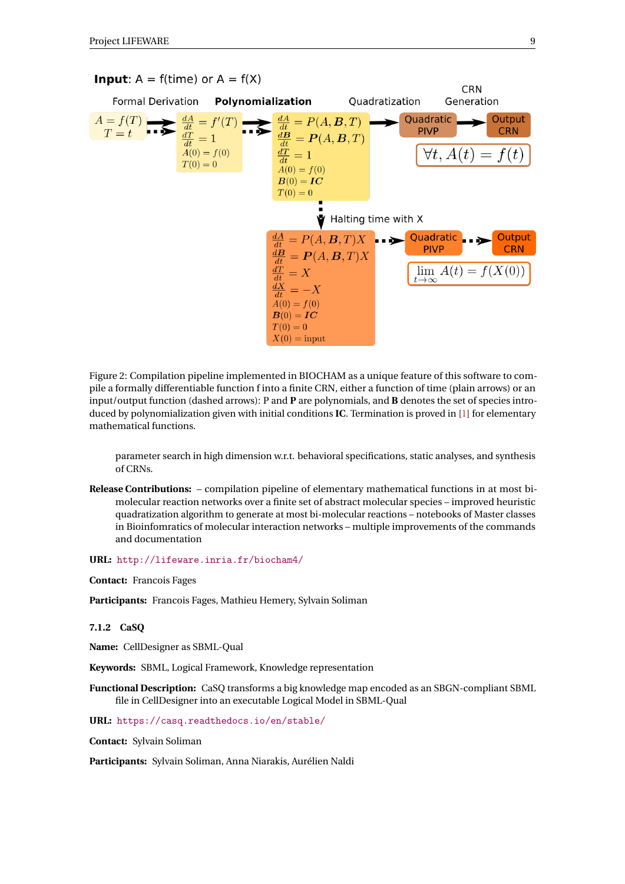**Input**: A = f(time) or A = f(X)

Formal Derivation | **Polynomialization** | Quadratization | CRN Generation

$$A = f(T),\quad T = t$$

$$\frac{dA}{dt} = f'(T),\quad \frac{dT}{dt} = 1,\quad A(0) = f(0),\quad T(0) = 0$$

$$\frac{dA}{dt} = P(A,\boldsymbol{B},T),\quad \frac{d\boldsymbol{B}}{dt} = \boldsymbol{P}(A,\boldsymbol{B},T),\quad \frac{dT}{dt} = 1,\quad A(0) = f(0),\quad \boldsymbol{B}(0) = \boldsymbol{IC},\quad T(0) = 0$$

Quadratic PIVP → Output CRN: $\forall t, A(t) = f(t)$

Halting time with X

$$\frac{dA}{dt} = P(A,\boldsymbol{B},T)X,\quad \frac{d\boldsymbol{B}}{dt} = \boldsymbol{P}(A,\boldsymbol{B},T)X,\quad \frac{dT}{dt} = X,\quad \frac{dX}{dt} = -X,\quad A(0) = f(0),\quad \boldsymbol{B}(0) = \boldsymbol{IC},\quad T(0) = 0,\quad X(0) = \text{input}$$

Quadratic PIVP → Output CRN: $\lim_{t\to\infty} A(t) = f(X(0))$

Figure 2: Compilation pipeline implemented in BIOCHAM as a unique feature of this software to compile a formally differentiable function f into a finite CRN, either a function of time (plain arrows) or an input/output function (dashed arrows): P and **P** are polynomials, and **B** denotes the set of species introduced by polynomialization given with initial conditions **IC**. Termination is proved in [1] for elementary mathematical functions.

parameter search in high dimension w.r.t. behavioral specifications, static analyses, and synthesis of CRNs.

**Release Contributions:** – compilation pipeline of elementary mathematical functions in at most bi-molecular reaction networks over a finite set of abstract molecular species – improved heuristic quadratization algorithm to generate at most bi-molecular reactions – notebooks of Master classes in Bioinfomratics of molecular interaction networks – multiple improvements of the commands and documentation

**URL:** http://lifeware.inria.fr/biocham4/

**Contact:** Francois Fages

**Participants:** Francois Fages, Mathieu Hemery, Sylvain Soliman

### 7.1.2 CaSQ

**Name:** CellDesigner as SBML-Qual

**Keywords:** SBML, Logical Framework, Knowledge representation

**Functional Description:** CaSQ transforms a big knowledge map encoded as an SBGN-compliant SBML file in CellDesigner into an executable Logical Model in SBML-Qual

**URL:** https://casq.readthedocs.io/en/stable/

**Contact:** Sylvain Soliman

**Participants:** Sylvain Soliman, Anna Niarakis, Aurélien Naldi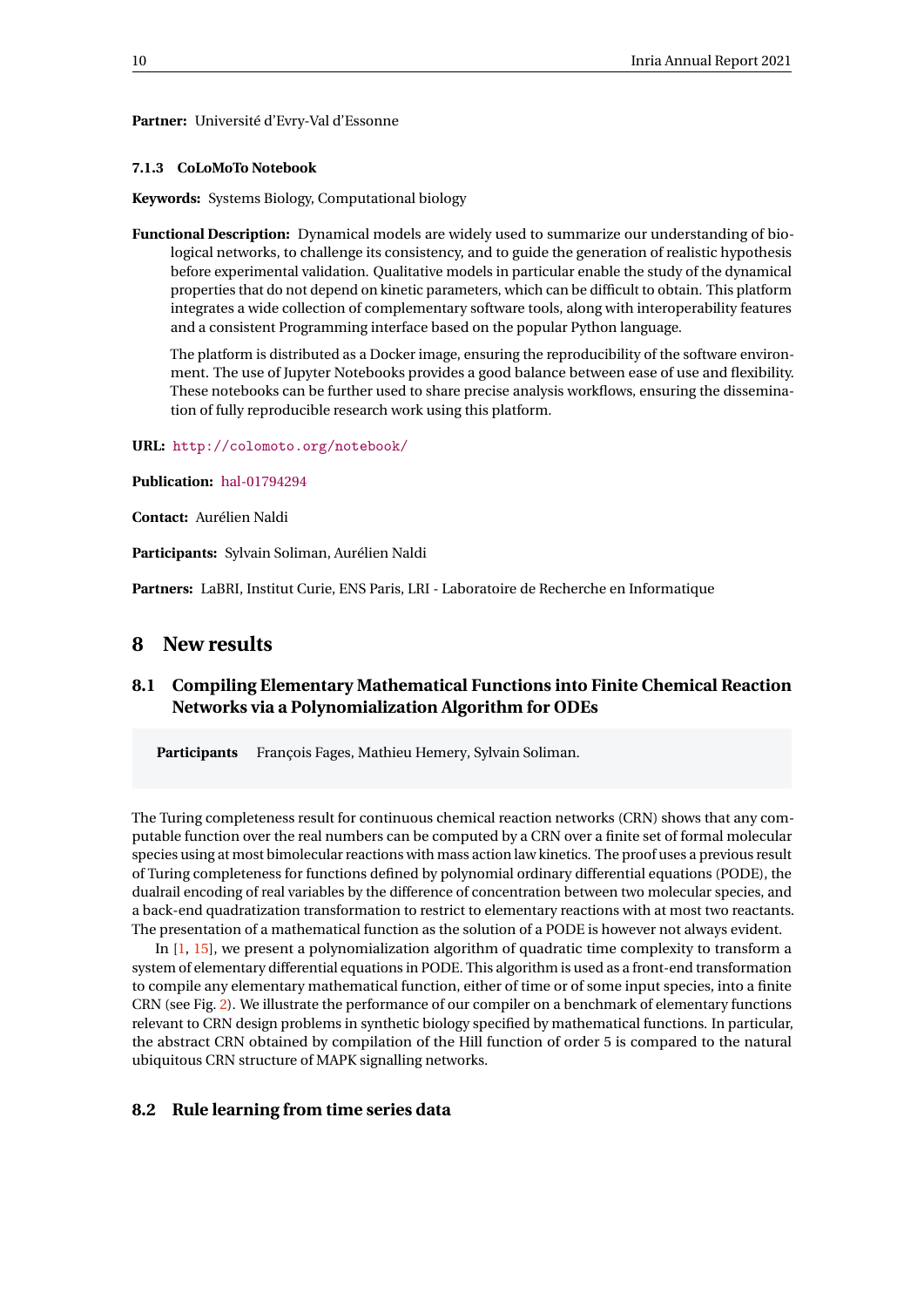**Partner:** Université d'Evry-Val d'Essonne

#### 7.1.3 CoLoMoTo Notebook

**Keywords:** Systems Biology, Computational biology

**Functional Description:** Dynamical models are widely used to summarize our understanding of biological networks, to challenge its consistency, and to guide the generation of realistic hypothesis before experimental validation. Qualitative models in particular enable the study of the dynamical properties that do not depend on kinetic parameters, which can be difficult to obtain. This platform integrates a wide collection of complementary software tools, along with interoperability features and a consistent Programming interface based on the popular Python language.

The platform is distributed as a Docker image, ensuring the reproducibility of the software environment. The use of Jupyter Notebooks provides a good balance between ease of use and flexibility. These notebooks can be further used to share precise analysis workflows, ensuring the dissemination of fully reproducible research work using this platform.

**URL:** http://colomoto.org/notebook/

**Publication:** hal-01794294

**Contact:** Aurélien Naldi

**Participants:** Sylvain Soliman, Aurélien Naldi

**Partners:** LaBRI, Institut Curie, ENS Paris, LRI - Laboratoire de Recherche en Informatique

## 8 New results

### 8.1 Compiling Elementary Mathematical Functions into Finite Chemical Reaction Networks via a Polynomialization Algorithm for ODEs

**Participants** François Fages, Mathieu Hemery, Sylvain Soliman.

The Turing completeness result for continuous chemical reaction networks (CRN) shows that any computable function over the real numbers can be computed by a CRN over a finite set of formal molecular species using at most bimolecular reactions with mass action law kinetics. The proof uses a previous result of Turing completeness for functions defined by polynomial ordinary differential equations (PODE), the dualrail encoding of real variables by the difference of concentration between two molecular species, and a back-end quadratization transformation to restrict to elementary reactions with at most two reactants. The presentation of a mathematical function as the solution of a PODE is however not always evident.

In [1, 15], we present a polynomialization algorithm of quadratic time complexity to transform a system of elementary differential equations in PODE. This algorithm is used as a front-end transformation to compile any elementary mathematical function, either of time or of some input species, into a finite CRN (see Fig. 2). We illustrate the performance of our compiler on a benchmark of elementary functions relevant to CRN design problems in synthetic biology specified by mathematical functions. In particular, the abstract CRN obtained by compilation of the Hill function of order 5 is compared to the natural ubiquitous CRN structure of MAPK signalling networks.

### 8.2 Rule learning from time series data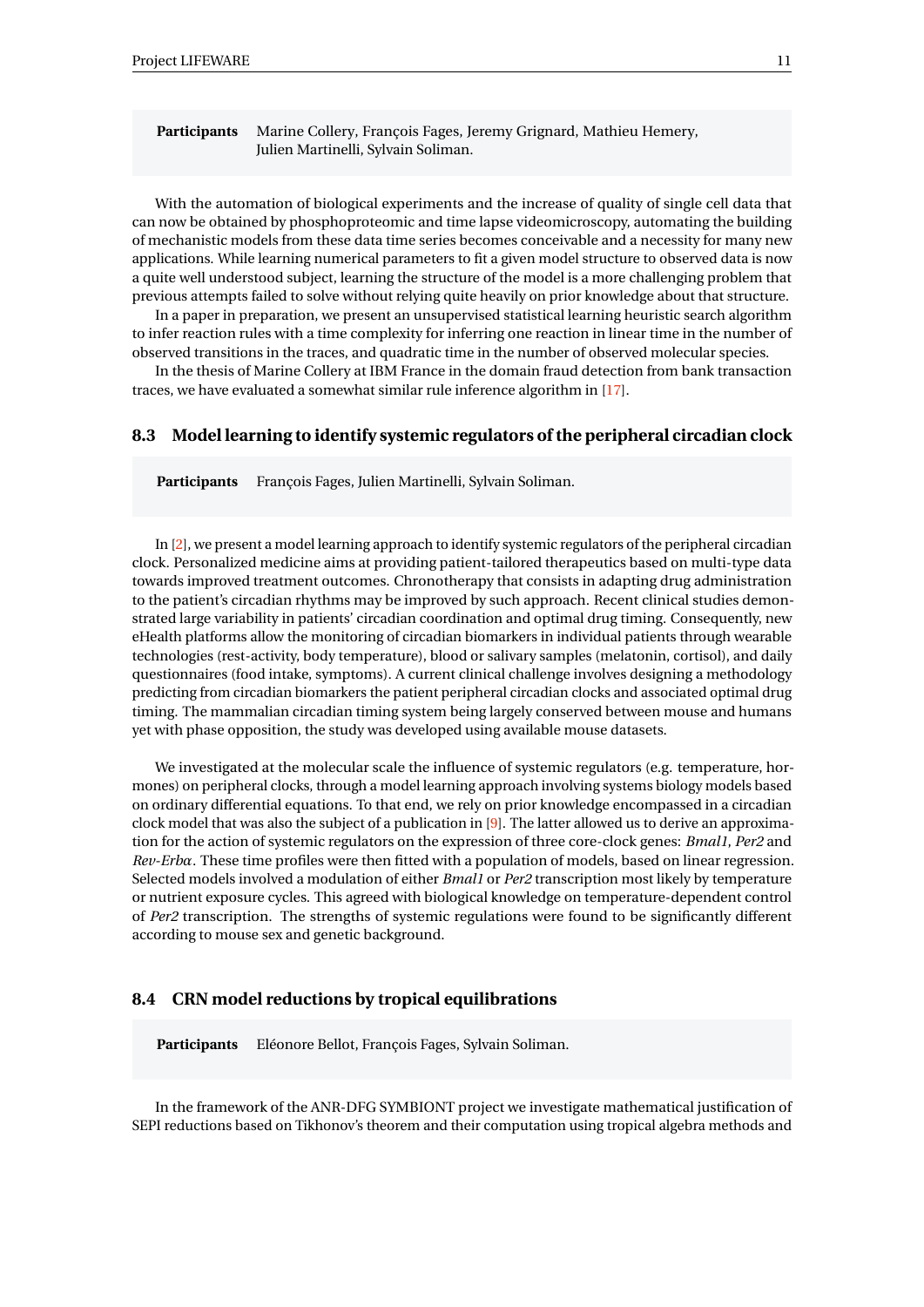**Participants** Marine Collery, François Fages, Jeremy Grignard, Mathieu Hemery, Julien Martinelli, Sylvain Soliman.

With the automation of biological experiments and the increase of quality of single cell data that can now be obtained by phosphoproteomic and time lapse videomicroscopy, automating the building of mechanistic models from these data time series becomes conceivable and a necessity for many new applications. While learning numerical parameters to fit a given model structure to observed data is now a quite well understood subject, learning the structure of the model is a more challenging problem that previous attempts failed to solve without relying quite heavily on prior knowledge about that structure.

In a paper in preparation, we present an unsupervised statistical learning heuristic search algorithm to infer reaction rules with a time complexity for inferring one reaction in linear time in the number of observed transitions in the traces, and quadratic time in the number of observed molecular species.

In the thesis of Marine Collery at IBM France in the domain fraud detection from bank transaction traces, we have evaluated a somewhat similar rule inference algorithm in [17].

### 8.3 Model learning to identify systemic regulators of the peripheral circadian clock

**Participants** François Fages, Julien Martinelli, Sylvain Soliman.

In [2], we present a model learning approach to identify systemic regulators of the peripheral circadian clock. Personalized medicine aims at providing patient-tailored therapeutics based on multi-type data towards improved treatment outcomes. Chronotherapy that consists in adapting drug administration to the patient's circadian rhythms may be improved by such approach. Recent clinical studies demonstrated large variability in patients' circadian coordination and optimal drug timing. Consequently, new eHealth platforms allow the monitoring of circadian biomarkers in individual patients through wearable technologies (rest-activity, body temperature), blood or salivary samples (melatonin, cortisol), and daily questionnaires (food intake, symptoms). A current clinical challenge involves designing a methodology predicting from circadian biomarkers the patient peripheral circadian clocks and associated optimal drug timing. The mammalian circadian timing system being largely conserved between mouse and humans yet with phase opposition, the study was developed using available mouse datasets.

We investigated at the molecular scale the influence of systemic regulators (e.g. temperature, hormones) on peripheral clocks, through a model learning approach involving systems biology models based on ordinary differential equations. To that end, we rely on prior knowledge encompassed in a circadian clock model that was also the subject of a publication in [9]. The latter allowed us to derive an approximation for the action of systemic regulators on the expression of three core-clock genes: *Bmal1*, *Per2* and *Rev-Erbα*. These time profiles were then fitted with a population of models, based on linear regression. Selected models involved a modulation of either *Bmal1* or *Per2* transcription most likely by temperature or nutrient exposure cycles. This agreed with biological knowledge on temperature-dependent control of *Per2* transcription. The strengths of systemic regulations were found to be significantly different according to mouse sex and genetic background.

### 8.4 CRN model reductions by tropical equilibrations

**Participants** Eléonore Bellot, François Fages, Sylvain Soliman.

In the framework of the ANR-DFG SYMBIONT project we investigate mathematical justification of SEPI reductions based on Tikhonov's theorem and their computation using tropical algebra methods and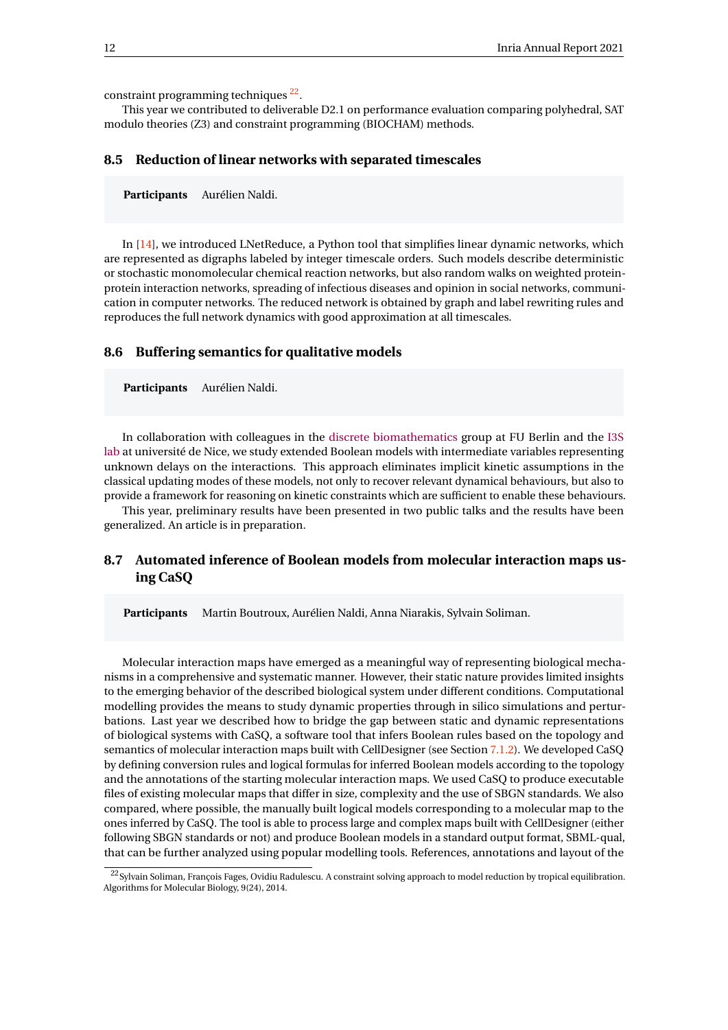constraint programming techniques [22].

This year we contributed to deliverable D2.1 on performance evaluation comparing polyhedral, SAT modulo theories (Z3) and constraint programming (BIOCHAM) methods.

### 8.5 Reduction of linear networks with separated timescales

**Participants** Aurélien Naldi.

In [14], we introduced LNetReduce, a Python tool that simplifies linear dynamic networks, which are represented as digraphs labeled by integer timescale orders. Such models describe deterministic or stochastic monomolecular chemical reaction networks, but also random walks on weighted protein-protein interaction networks, spreading of infectious diseases and opinion in social networks, communication in computer networks. The reduced network is obtained by graph and label rewriting rules and reproduces the full network dynamics with good approximation at all timescales.

### 8.6 Buffering semantics for qualitative models

**Participants** Aurélien Naldi.

In collaboration with colleagues in the discrete biomathematics group at FU Berlin and the I3S lab at université de Nice, we study extended Boolean models with intermediate variables representing unknown delays on the interactions. This approach eliminates implicit kinetic assumptions in the classical updating modes of these models, not only to recover relevant dynamical behaviours, but also to provide a framework for reasoning on kinetic constraints which are sufficient to enable these behaviours.

This year, preliminary results have been presented in two public talks and the results have been generalized. An article is in preparation.

### 8.7 Automated inference of Boolean models from molecular interaction maps using CaSQ

**Participants** Martin Boutroux, Aurélien Naldi, Anna Niarakis, Sylvain Soliman.

Molecular interaction maps have emerged as a meaningful way of representing biological mechanisms in a comprehensive and systematic manner. However, their static nature provides limited insights to the emerging behavior of the described biological system under different conditions. Computational modelling provides the means to study dynamic properties through in silico simulations and perturbations. Last year we described how to bridge the gap between static and dynamic representations of biological systems with CaSQ, a software tool that infers Boolean rules based on the topology and semantics of molecular interaction maps built with CellDesigner (see Section 7.1.2). We developed CaSQ by defining conversion rules and logical formulas for inferred Boolean models according to the topology and the annotations of the starting molecular interaction maps. We used CaSQ to produce executable files of existing molecular maps that differ in size, complexity and the use of SBGN standards. We also compared, where possible, the manually built logical models corresponding to a molecular map to the ones inferred by CaSQ. The tool is able to process large and complex maps built with CellDesigner (either following SBGN standards or not) and produce Boolean models in a standard output format, SBML-qual, that can be further analyzed using popular modelling tools. References, annotations and layout of the

[22] Sylvain Soliman, François Fages, Ovidiu Radulescu. A constraint solving approach to model reduction by tropical equilibration. Algorithms for Molecular Biology, 9(24), 2014.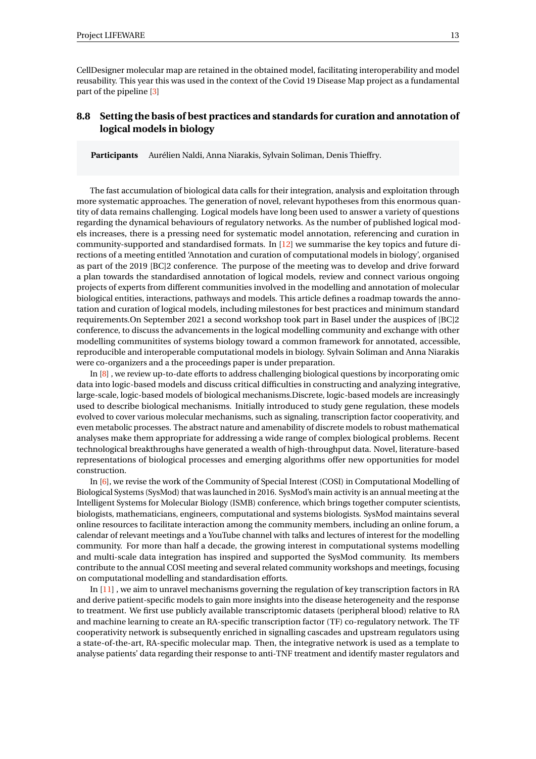CellDesigner molecular map are retained in the obtained model, facilitating interoperability and model reusability. This year this was used in the context of the Covid 19 Disease Map project as a fundamental part of the pipeline [3]

## 8.8 Setting the basis of best practices and standards for curation and annotation of logical models in biology

**Participants** Aurélien Naldi, Anna Niarakis, Sylvain Soliman, Denis Thieffry.

The fast accumulation of biological data calls for their integration, analysis and exploitation through more systematic approaches. The generation of novel, relevant hypotheses from this enormous quantity of data remains challenging. Logical models have long been used to answer a variety of questions regarding the dynamical behaviours of regulatory networks. As the number of published logical models increases, there is a pressing need for systematic model annotation, referencing and curation in community-supported and standardised formats. In [12] we summarise the key topics and future directions of a meeting entitled 'Annotation and curation of computational models in biology', organised as part of the 2019 [BC]2 conference. The purpose of the meeting was to develop and drive forward a plan towards the standardised annotation of logical models, review and connect various ongoing projects of experts from different communities involved in the modelling and annotation of molecular biological entities, interactions, pathways and models. This article defines a roadmap towards the annotation and curation of logical models, including milestones for best practices and minimum standard requirements.On September 2021 a second workshop took part in Basel under the auspices of [BC]2 conference, to discuss the advancements in the logical modelling community and exchange with other modelling communitites of systems biology toward a common framework for annotated, accessible, reproducible and interoperable computational models in biology. Sylvain Soliman and Anna Niarakis were co-organizers and a the proceedings paper is under preparation.

In [8] , we review up-to-date efforts to address challenging biological questions by incorporating omic data into logic-based models and discuss critical difficulties in constructing and analyzing integrative, large-scale, logic-based models of biological mechanisms.Discrete, logic-based models are increasingly used to describe biological mechanisms. Initially introduced to study gene regulation, these models evolved to cover various molecular mechanisms, such as signaling, transcription factor cooperativity, and even metabolic processes. The abstract nature and amenability of discrete models to robust mathematical analyses make them appropriate for addressing a wide range of complex biological problems. Recent technological breakthroughs have generated a wealth of high-throughput data. Novel, literature-based representations of biological processes and emerging algorithms offer new opportunities for model construction.

In [6], we revise the work of the Community of Special Interest (COSI) in Computational Modelling of Biological Systems (SysMod) that was launched in 2016. SysMod's main activity is an annual meeting at the Intelligent Systems for Molecular Biology (ISMB) conference, which brings together computer scientists, biologists, mathematicians, engineers, computational and systems biologists. SysMod maintains several online resources to facilitate interaction among the community members, including an online forum, a calendar of relevant meetings and a YouTube channel with talks and lectures of interest for the modelling community. For more than half a decade, the growing interest in computational systems modelling and multi-scale data integration has inspired and supported the SysMod community. Its members contribute to the annual COSI meeting and several related community workshops and meetings, focusing on computational modelling and standardisation efforts.

In [11] , we aim to unravel mechanisms governing the regulation of key transcription factors in RA and derive patient-specific models to gain more insights into the disease heterogeneity and the response to treatment. We first use publicly available transcriptomic datasets (peripheral blood) relative to RA and machine learning to create an RA-specific transcription factor (TF) co-regulatory network. The TF cooperativity network is subsequently enriched in signalling cascades and upstream regulators using a state-of-the-art, RA-specific molecular map. Then, the integrative network is used as a template to analyse patients' data regarding their response to anti-TNF treatment and identify master regulators and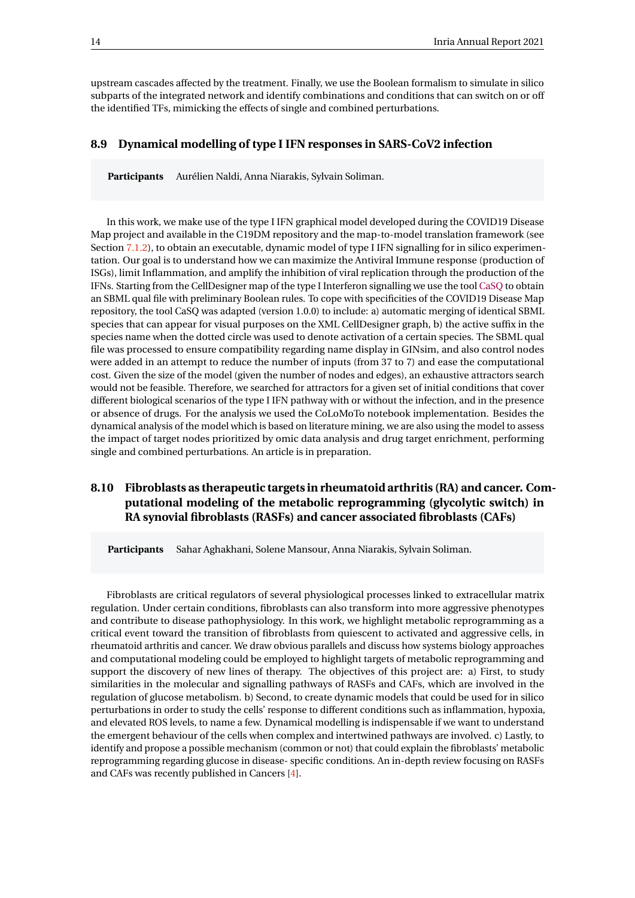upstream cascades affected by the treatment. Finally, we use the Boolean formalism to simulate in silico subparts of the integrated network and identify combinations and conditions that can switch on or off the identified TFs, mimicking the effects of single and combined perturbations.

### 8.9 Dynamical modelling of type I IFN responses in SARS-CoV2 infection

**Participants** Aurélien Naldi, Anna Niarakis, Sylvain Soliman.

In this work, we make use of the type I IFN graphical model developed during the COVID19 Disease Map project and available in the C19DM repository and the map-to-model translation framework (see Section 7.1.2), to obtain an executable, dynamic model of type I IFN signalling for in silico experimentation. Our goal is to understand how we can maximize the Antiviral Immune response (production of ISGs), limit Inflammation, and amplify the inhibition of viral replication through the production of the IFNs. Starting from the CellDesigner map of the type I Interferon signalling we use the tool CaSQ to obtain an SBML qual file with preliminary Boolean rules. To cope with specificities of the COVID19 Disease Map repository, the tool CaSQ was adapted (version 1.0.0) to include: a) automatic merging of identical SBML species that can appear for visual purposes on the XML CellDesigner graph, b) the active suffix in the species name when the dotted circle was used to denote activation of a certain species. The SBML qual file was processed to ensure compatibility regarding name display in GINsim, and also control nodes were added in an attempt to reduce the number of inputs (from 37 to 7) and ease the computational cost. Given the size of the model (given the number of nodes and edges), an exhaustive attractors search would not be feasible. Therefore, we searched for attractors for a given set of initial conditions that cover different biological scenarios of the type I IFN pathway with or without the infection, and in the presence or absence of drugs. For the analysis we used the CoLoMoTo notebook implementation. Besides the dynamical analysis of the model which is based on literature mining, we are also using the model to assess the impact of target nodes prioritized by omic data analysis and drug target enrichment, performing single and combined perturbations. An article is in preparation.

### 8.10 Fibroblasts as therapeutic targets in rheumatoid arthritis (RA) and cancer. Computational modeling of the metabolic reprogramming (glycolytic switch) in RA synovial fibroblasts (RASFs) and cancer associated fibroblasts (CAFs)

**Participants** Sahar Aghakhani, Solene Mansour, Anna Niarakis, Sylvain Soliman.

Fibroblasts are critical regulators of several physiological processes linked to extracellular matrix regulation. Under certain conditions, fibroblasts can also transform into more aggressive phenotypes and contribute to disease pathophysiology. In this work, we highlight metabolic reprogramming as a critical event toward the transition of fibroblasts from quiescent to activated and aggressive cells, in rheumatoid arthritis and cancer. We draw obvious parallels and discuss how systems biology approaches and computational modeling could be employed to highlight targets of metabolic reprogramming and support the discovery of new lines of therapy. The objectives of this project are: a) First, to study similarities in the molecular and signalling pathways of RASFs and CAFs, which are involved in the regulation of glucose metabolism. b) Second, to create dynamic models that could be used for in silico perturbations in order to study the cells' response to different conditions such as inflammation, hypoxia, and elevated ROS levels, to name a few. Dynamical modelling is indispensable if we want to understand the emergent behaviour of the cells when complex and intertwined pathways are involved. c) Lastly, to identify and propose a possible mechanism (common or not) that could explain the fibroblasts' metabolic reprogramming regarding glucose in disease- specific conditions. An in-depth review focusing on RASFs and CAFs was recently published in Cancers [4].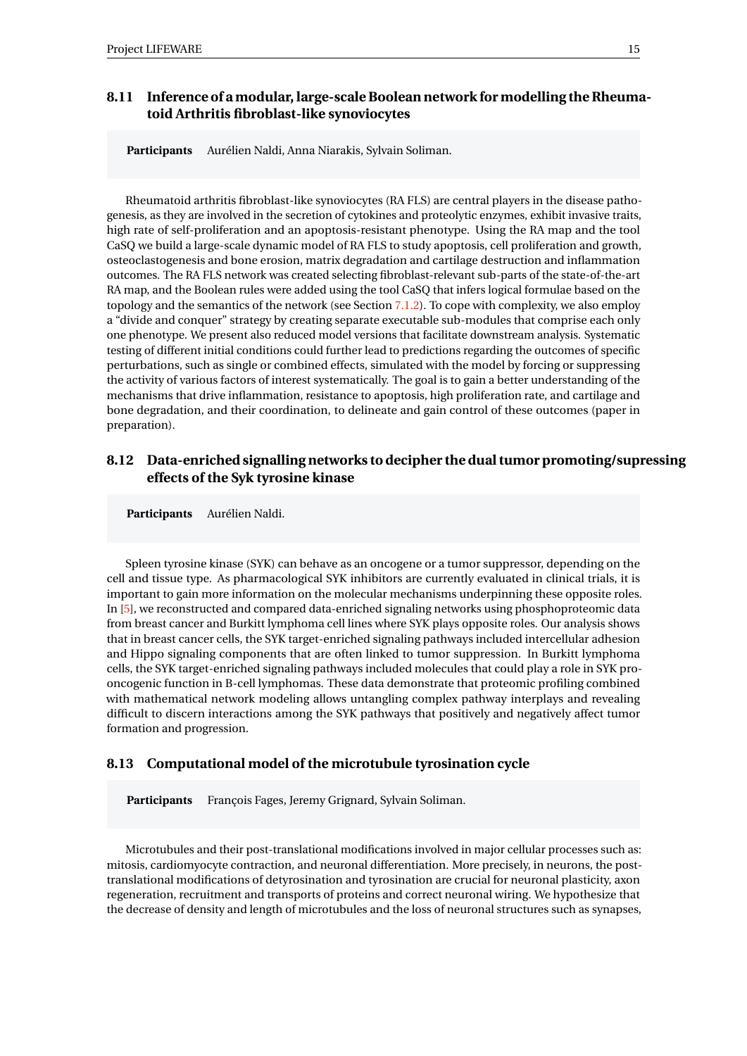### 8.11 Inference of a modular, large-scale Boolean network for modelling the Rheumatoid Arthritis fibroblast-like synoviocytes

**Participants** Aurélien Naldi, Anna Niarakis, Sylvain Soliman.

Rheumatoid arthritis fibroblast-like synoviocytes (RA FLS) are central players in the disease pathogenesis, as they are involved in the secretion of cytokines and proteolytic enzymes, exhibit invasive traits, high rate of self-proliferation and an apoptosis-resistant phenotype. Using the RA map and the tool CaSQ we build a large-scale dynamic model of RA FLS to study apoptosis, cell proliferation and growth, osteoclastogenesis and bone erosion, matrix degradation and cartilage destruction and inflammation outcomes. The RA FLS network was created selecting fibroblast-relevant sub-parts of the state-of-the-art RA map, and the Boolean rules were added using the tool CaSQ that infers logical formulae based on the topology and the semantics of the network (see Section 7.1.2). To cope with complexity, we also employ a "divide and conquer" strategy by creating separate executable sub-modules that comprise each only one phenotype. We present also reduced model versions that facilitate downstream analysis. Systematic testing of different initial conditions could further lead to predictions regarding the outcomes of specific perturbations, such as single or combined effects, simulated with the model by forcing or suppressing the activity of various factors of interest systematically. The goal is to gain a better understanding of the mechanisms that drive inflammation, resistance to apoptosis, high proliferation rate, and cartilage and bone degradation, and their coordination, to delineate and gain control of these outcomes (paper in preparation).

### 8.12 Data-enriched signalling networks to decipher the dual tumor promoting/supressing effects of the Syk tyrosine kinase

**Participants** Aurélien Naldi.

Spleen tyrosine kinase (SYK) can behave as an oncogene or a tumor suppressor, depending on the cell and tissue type. As pharmacological SYK inhibitors are currently evaluated in clinical trials, it is important to gain more information on the molecular mechanisms underpinning these opposite roles. In [5], we reconstructed and compared data-enriched signaling networks using phosphoproteomic data from breast cancer and Burkitt lymphoma cell lines where SYK plays opposite roles. Our analysis shows that in breast cancer cells, the SYK target-enriched signaling pathways included intercellular adhesion and Hippo signaling components that are often linked to tumor suppression. In Burkitt lymphoma cells, the SYK target-enriched signaling pathways included molecules that could play a role in SYK pro-oncogenic function in B-cell lymphomas. These data demonstrate that proteomic profiling combined with mathematical network modeling allows untangling complex pathway interplays and revealing difficult to discern interactions among the SYK pathways that positively and negatively affect tumor formation and progression.

### 8.13 Computational model of the microtubule tyrosination cycle

**Participants** François Fages, Jeremy Grignard, Sylvain Soliman.

Microtubules and their post-translational modifications involved in major cellular processes such as: mitosis, cardiomyocyte contraction, and neuronal differentiation. More precisely, in neurons, the post-translational modifications of detyrosination and tyrosination are crucial for neuronal plasticity, axon regeneration, recruitment and transports of proteins and correct neuronal wiring. We hypothesize that the decrease of density and length of microtubules and the loss of neuronal structures such as synapses,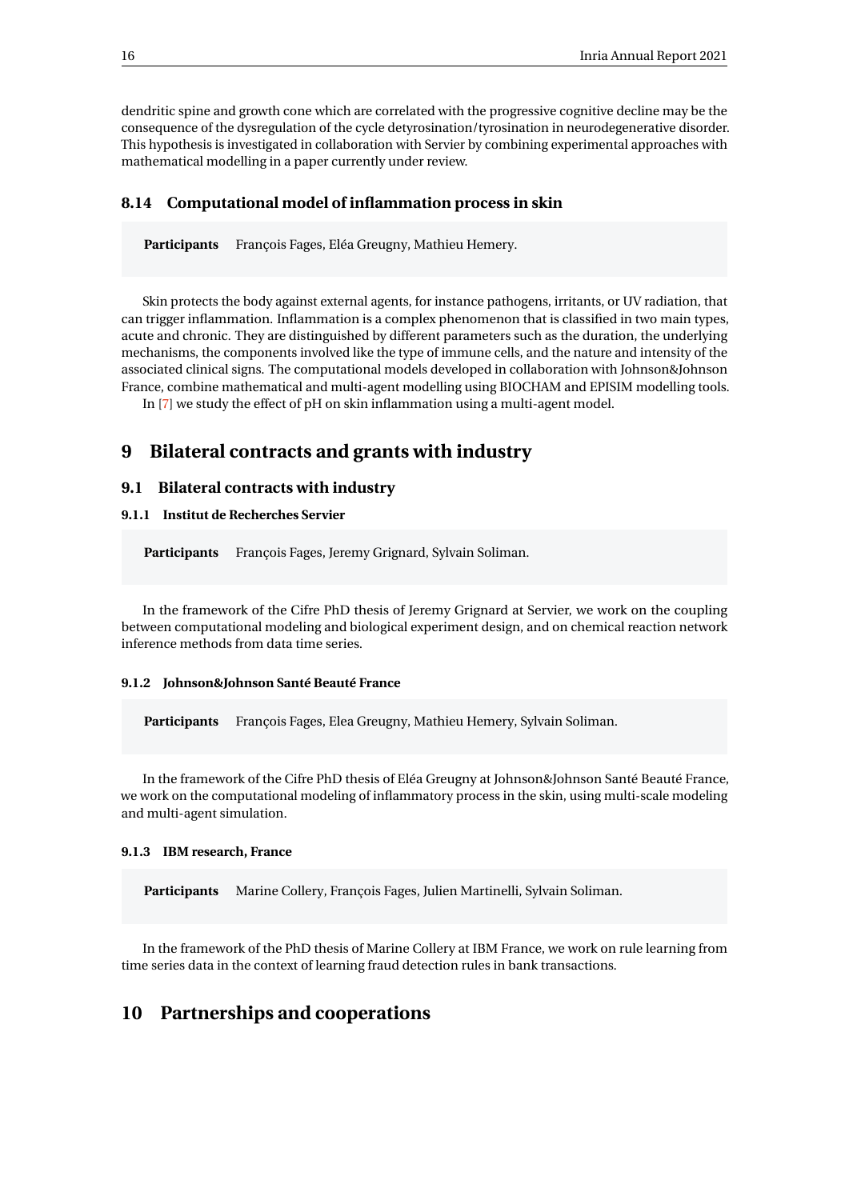dendritic spine and growth cone which are correlated with the progressive cognitive decline may be the consequence of the dysregulation of the cycle detyrosination/tyrosination in neurodegenerative disorder. This hypothesis is investigated in collaboration with Servier by combining experimental approaches with mathematical modelling in a paper currently under review.

### 8.14 Computational model of inflammation process in skin

**Participants** François Fages, Eléa Greugny, Mathieu Hemery.

Skin protects the body against external agents, for instance pathogens, irritants, or UV radiation, that can trigger inflammation. Inflammation is a complex phenomenon that is classified in two main types, acute and chronic. They are distinguished by different parameters such as the duration, the underlying mechanisms, the components involved like the type of immune cells, and the nature and intensity of the associated clinical signs. The computational models developed in collaboration with Johnson&Johnson France, combine mathematical and multi-agent modelling using BIOCHAM and EPISIM modelling tools.

In [7] we study the effect of pH on skin inflammation using a multi-agent model.

## 9 Bilateral contracts and grants with industry

### 9.1 Bilateral contracts with industry

#### 9.1.1 Institut de Recherches Servier

**Participants** François Fages, Jeremy Grignard, Sylvain Soliman.

In the framework of the Cifre PhD thesis of Jeremy Grignard at Servier, we work on the coupling between computational modeling and biological experiment design, and on chemical reaction network inference methods from data time series.

#### 9.1.2 Johnson&Johnson Santé Beauté France

**Participants** François Fages, Elea Greugny, Mathieu Hemery, Sylvain Soliman.

In the framework of the Cifre PhD thesis of Eléa Greugny at Johnson&Johnson Santé Beauté France, we work on the computational modeling of inflammatory process in the skin, using multi-scale modeling and multi-agent simulation.

#### 9.1.3 IBM research, France

**Participants** Marine Collery, François Fages, Julien Martinelli, Sylvain Soliman.

In the framework of the PhD thesis of Marine Collery at IBM France, we work on rule learning from time series data in the context of learning fraud detection rules in bank transactions.

## 10 Partnerships and cooperations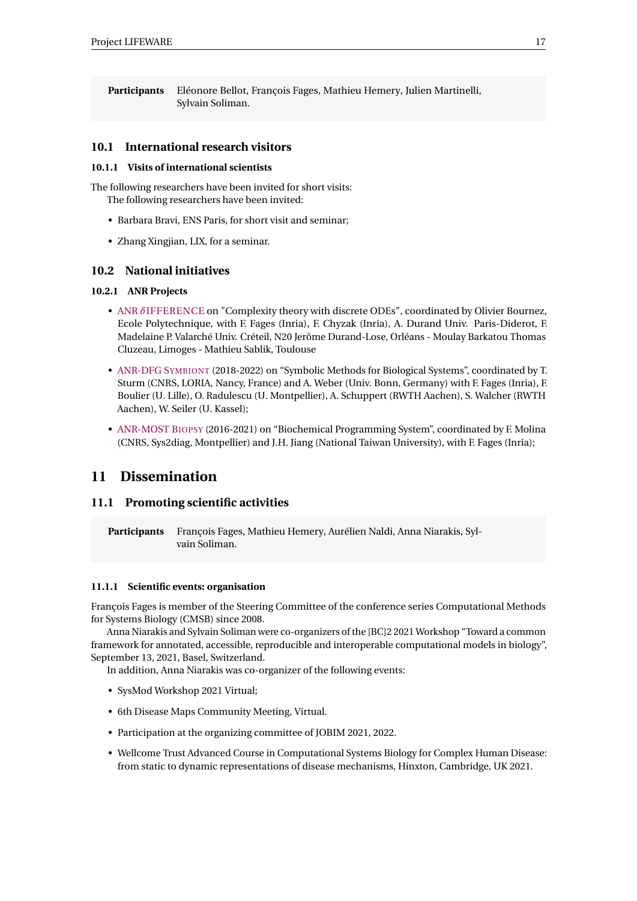**Participants** Eléonore Bellot, François Fages, Mathieu Hemery, Julien Martinelli, Sylvain Soliman.

### 10.1 International research visitors

#### 10.1.1 Visits of international scientists

The following researchers have been invited for short visits:
The following researchers have been invited:

- Barbara Bravi, ENS Paris, for short visit and seminar;
- Zhang Xingjian, LIX, for a seminar.

### 10.2 National initiatives

#### 10.2.1 ANR Projects

- ANR $\delta$IFFERENCE on "Complexity theory with discrete ODEs", coordinated by Olivier Bournez, Ecole Polytechnique, with F. Fages (Inria), F. Chyzak (Inria), A. Durand Univ. Paris-Diderot, F. Madelaine P. Valarché Univ. Créteil, N20 Jerôme Durand-Lose, Orléans - Moulay Barkatou Thomas Cluzeau, Limoges - Mathieu Sablik, Toulouse
- ANR-DFG Symbiont (2018-2022) on "Symbolic Methods for Biological Systems", coordinated by T. Sturm (CNRS, LORIA, Nancy, France) and A. Weber (Univ. Bonn, Germany) with F. Fages (Inria), F. Boulier (U. Lille), O. Radulescu (U. Montpellier), A. Schuppert (RWTH Aachen), S. Walcher (RWTH Aachen), W. Seiler (U. Kassel);
- ANR-MOST Biopsy (2016-2021) on "Biochemical Programming System", coordinated by F. Molina (CNRS, Sys2diag, Montpellier) and J.H. Jiang (National Taiwan University), with F. Fages (Inria);

## 11 Dissemination

### 11.1 Promoting scientific activities

**Participants** François Fages, Mathieu Hemery, Aurélien Naldi, Anna Niarakis, Sylvain Soliman.

#### 11.1.1 Scientific events: organisation

François Fages is member of the Steering Committee of the conference series Computational Methods for Systems Biology (CMSB) since 2008.

Anna Niarakis and Sylvain Soliman were co-organizers of the [BC]2 2021 Workshop "Toward a common framework for annotated, accessible, reproducible and interoperable computational models in biology", September 13, 2021, Basel, Switzerland.

In addition, Anna Niarakis was co-organizer of the following events:

- SysMod Workshop 2021 Virtual;
- 6th Disease Maps Community Meeting, Virtual.
- Participation at the organizing committee of JOBIM 2021, 2022.
- Wellcome Trust Advanced Course in Computational Systems Biology for Complex Human Disease: from static to dynamic representations of disease mechanisms, Hinxton, Cambridge, UK 2021.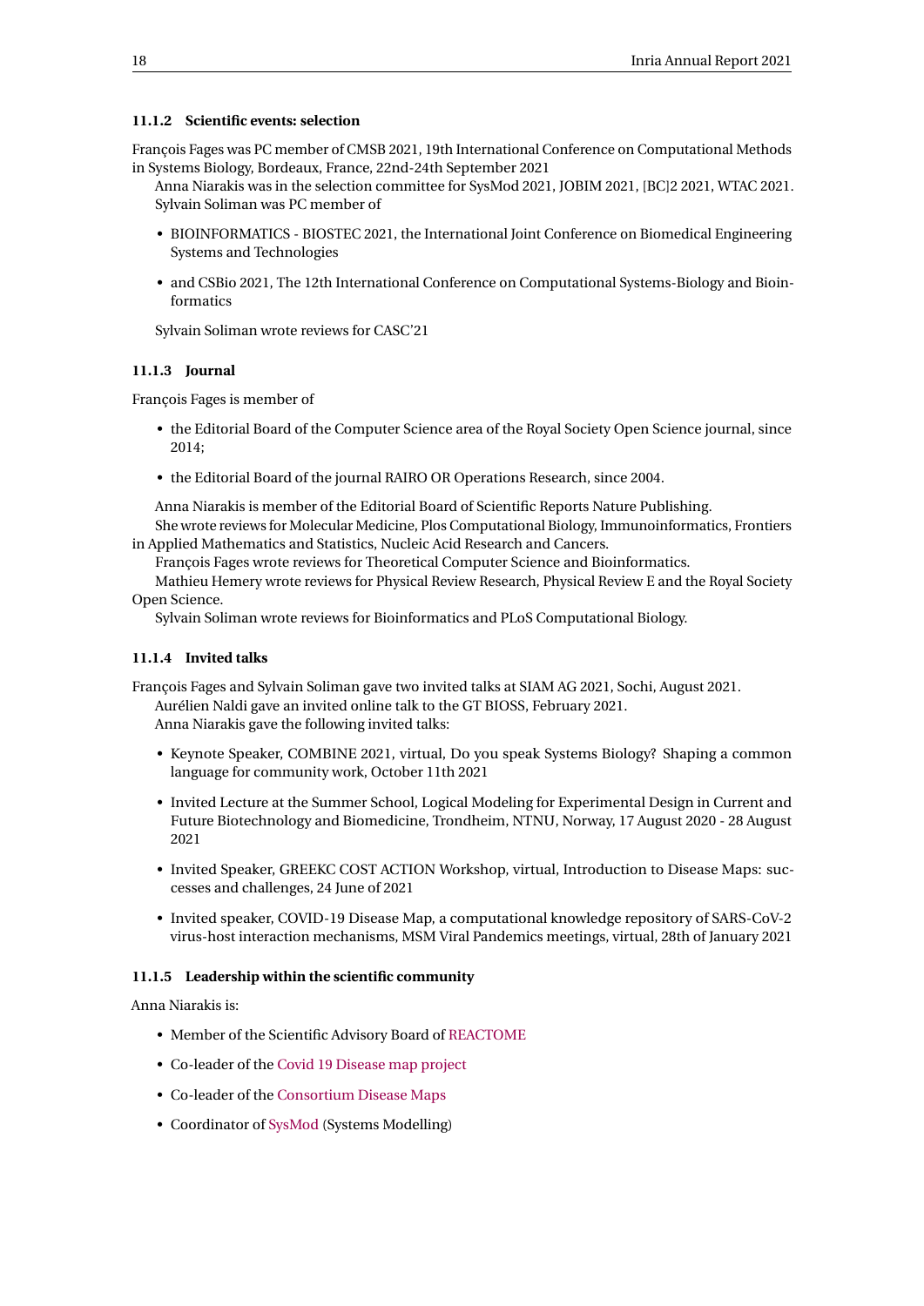#### 11.1.2 Scientific events: selection

François Fages was PC member of CMSB 2021, 19th International Conference on Computational Methods in Systems Biology, Bordeaux, France, 22nd-24th September 2021

Anna Niarakis was in the selection committee for SysMod 2021, JOBIM 2021, [BC]2 2021, WTAC 2021.

Sylvain Soliman was PC member of

- BIOINFORMATICS - BIOSTEC 2021, the International Joint Conference on Biomedical Engineering Systems and Technologies
- and CSBio 2021, The 12th International Conference on Computational Systems-Biology and Bioinformatics

Sylvain Soliman wrote reviews for CASC'21

#### 11.1.3 Journal

François Fages is member of

- the Editorial Board of the Computer Science area of the Royal Society Open Science journal, since 2014;
- the Editorial Board of the journal RAIRO OR Operations Research, since 2004.

Anna Niarakis is member of the Editorial Board of Scientific Reports Nature Publishing.

She wrote reviews for Molecular Medicine, Plos Computational Biology, Immunoinformatics, Frontiers in Applied Mathematics and Statistics, Nucleic Acid Research and Cancers.

François Fages wrote reviews for Theoretical Computer Science and Bioinformatics.

Mathieu Hemery wrote reviews for Physical Review Research, Physical Review E and the Royal Society Open Science.

Sylvain Soliman wrote reviews for Bioinformatics and PLoS Computational Biology.

#### 11.1.4 Invited talks

François Fages and Sylvain Soliman gave two invited talks at SIAM AG 2021, Sochi, August 2021.

Aurélien Naldi gave an invited online talk to the GT BIOSS, February 2021.

Anna Niarakis gave the following invited talks:

- Keynote Speaker, COMBINE 2021, virtual, Do you speak Systems Biology? Shaping a common language for community work, October 11th 2021
- Invited Lecture at the Summer School, Logical Modeling for Experimental Design in Current and Future Biotechnology and Biomedicine, Trondheim, NTNU, Norway, 17 August 2020 - 28 August 2021
- Invited Speaker, GREEKC COST ACTION Workshop, virtual, Introduction to Disease Maps: successes and challenges, 24 June of 2021
- Invited speaker, COVID-19 Disease Map, a computational knowledge repository of SARS-CoV-2 virus-host interaction mechanisms, MSM Viral Pandemics meetings, virtual, 28th of January 2021

#### 11.1.5 Leadership within the scientific community

Anna Niarakis is:

- Member of the Scientific Advisory Board of REACTOME
- Co-leader of the Covid 19 Disease map project
- Co-leader of the Consortium Disease Maps
- Coordinator of SysMod (Systems Modelling)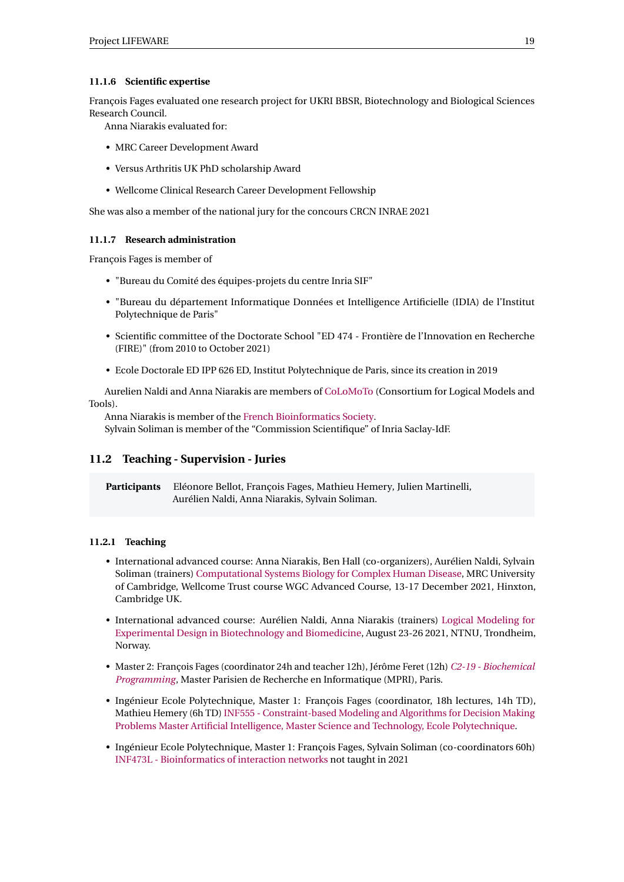#### 11.1.6 Scientific expertise

François Fages evaluated one research project for UKRI BBSR, Biotechnology and Biological Sciences Research Council.

Anna Niarakis evaluated for:

- MRC Career Development Award
- Versus Arthritis UK PhD scholarship Award
- Wellcome Clinical Research Career Development Fellowship

She was also a member of the national jury for the concours CRCN INRAE 2021

#### 11.1.7 Research administration

François Fages is member of

- "Bureau du Comité des équipes-projets du centre Inria SIF"
- "Bureau du département Informatique Données et Intelligence Artificielle (IDIA) de l'Institut Polytechnique de Paris"
- Scientific committee of the Doctorate School "ED 474 - Frontière de l'Innovation en Recherche (FIRE)" (from 2010 to October 2021)
- Ecole Doctorale ED IPP 626 ED, Institut Polytechnique de Paris, since its creation in 2019

Aurelien Naldi and Anna Niarakis are members of CoLoMoTo (Consortium for Logical Models and Tools).

Anna Niarakis is member of the French Bioinformatics Society.

Sylvain Soliman is member of the "Commission Scientifique" of Inria Saclay-IdF.

### 11.2 Teaching - Supervision - Juries

**Participants** Eléonore Bellot, François Fages, Mathieu Hemery, Julien Martinelli, Aurélien Naldi, Anna Niarakis, Sylvain Soliman.

#### 11.2.1 Teaching

- International advanced course: Anna Niarakis, Ben Hall (co-organizers), Aurélien Naldi, Sylvain Soliman (trainers) Computational Systems Biology for Complex Human Disease, MRC University of Cambridge, Wellcome Trust course WGC Advanced Course, 13-17 December 2021, Hinxton, Cambridge UK.
- International advanced course: Aurélien Naldi, Anna Niarakis (trainers) Logical Modeling for Experimental Design in Biotechnology and Biomedicine, August 23-26 2021, NTNU, Trondheim, Norway.
- Master 2: François Fages (coordinator 24h and teacher 12h), Jérôme Feret (12h) *C2-19 - Biochemical Programming*, Master Parisien de Recherche en Informatique (MPRI), Paris.
- Ingénieur Ecole Polytechnique, Master 1: François Fages (coordinator, 18h lectures, 14h TD), Mathieu Hemery (6h TD) INF555 - Constraint-based Modeling and Algorithms for Decision Making Problems Master Artificial Intelligence, Master Science and Technology, Ecole Polytechnique.
- Ingénieur Ecole Polytechnique, Master 1: François Fages, Sylvain Soliman (co-coordinators 60h) INF473L - Bioinformatics of interaction networks not taught in 2021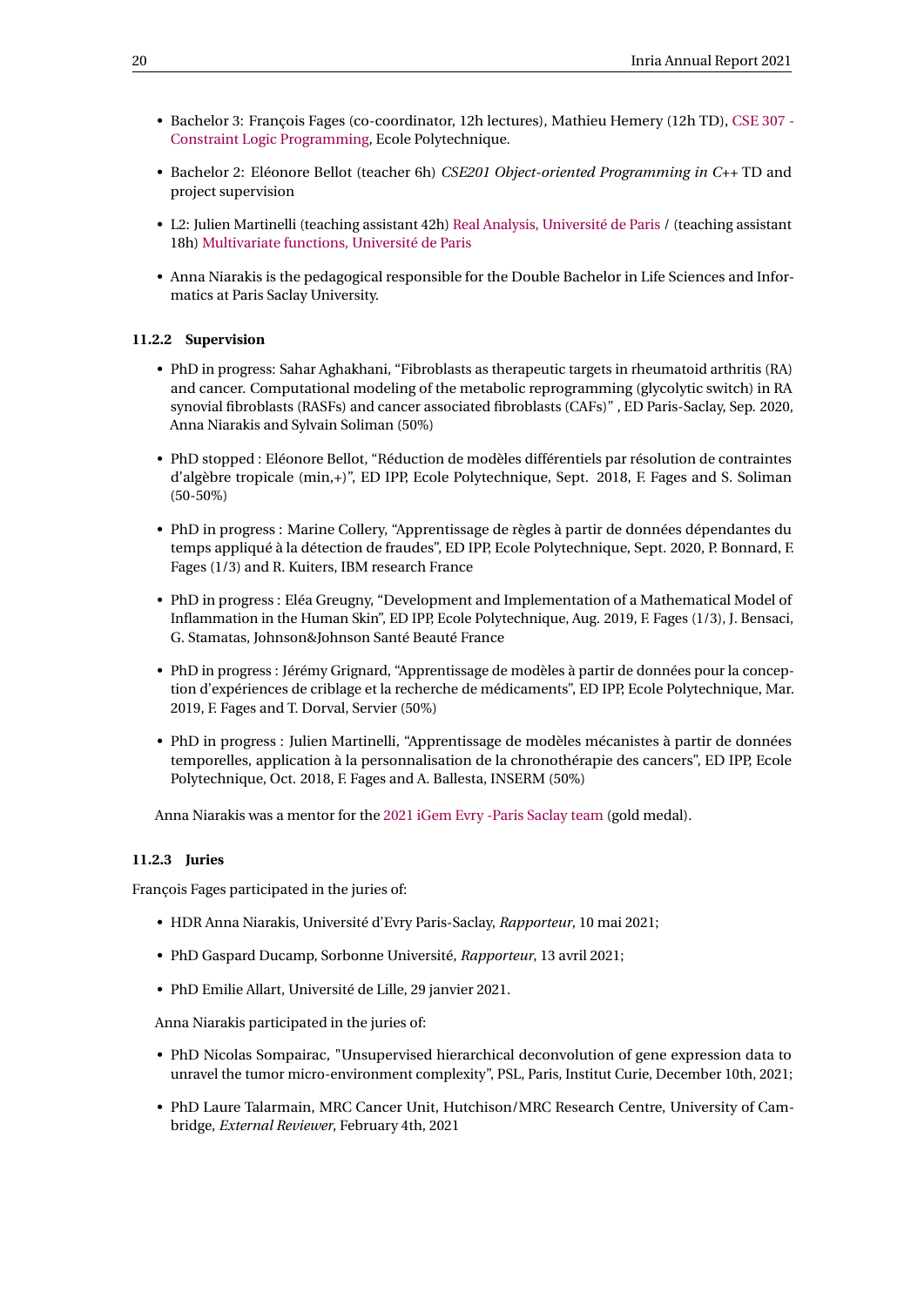- Bachelor 3: François Fages (co-coordinator, 12h lectures), Mathieu Hemery (12h TD), CSE 307 - Constraint Logic Programming, Ecole Polytechnique.
- Bachelor 2: Eléonore Bellot (teacher 6h) *CSE201 Object-oriented Programming in C++* TD and project supervision
- L2: Julien Martinelli (teaching assistant 42h) Real Analysis, Université de Paris / (teaching assistant 18h) Multivariate functions, Université de Paris
- Anna Niarakis is the pedagogical responsible for the Double Bachelor in Life Sciences and Informatics at Paris Saclay University.

#### 11.2.2 Supervision

- PhD in progress: Sahar Aghakhani, "Fibroblasts as therapeutic targets in rheumatoid arthritis (RA) and cancer. Computational modeling of the metabolic reprogramming (glycolytic switch) in RA synovial fibroblasts (RASFs) and cancer associated fibroblasts (CAFs)" , ED Paris-Saclay, Sep. 2020, Anna Niarakis and Sylvain Soliman (50%)
- PhD stopped : Eléonore Bellot, "Réduction de modèles différentiels par résolution de contraintes d'algèbre tropicale (min,+)", ED IPP, Ecole Polytechnique, Sept. 2018, F. Fages and S. Soliman (50-50%)
- PhD in progress : Marine Collery, "Apprentissage de règles à partir de données dépendantes du temps appliqué à la détection de fraudes", ED IPP, Ecole Polytechnique, Sept. 2020, P. Bonnard, F. Fages (1/3) and R. Kuiters, IBM research France
- PhD in progress : Eléa Greugny, "Development and Implementation of a Mathematical Model of Inflammation in the Human Skin", ED IPP, Ecole Polytechnique, Aug. 2019, F. Fages (1/3), J. Bensaci, G. Stamatas, Johnson&Johnson Santé Beauté France
- PhD in progress : Jérémy Grignard, "Apprentissage de modèles à partir de données pour la conception d'expériences de criblage et la recherche de médicaments", ED IPP, Ecole Polytechnique, Mar. 2019, F. Fages and T. Dorval, Servier (50%)
- PhD in progress : Julien Martinelli, "Apprentissage de modèles mécanistes à partir de données temporelles, application à la personnalisation de la chronothérapie des cancers", ED IPP, Ecole Polytechnique, Oct. 2018, F. Fages and A. Ballesta, INSERM (50%)

Anna Niarakis was a mentor for the 2021 iGem Evry -Paris Saclay team (gold medal).

#### 11.2.3 Juries

François Fages participated in the juries of:

- HDR Anna Niarakis, Université d'Evry Paris-Saclay, *Rapporteur*, 10 mai 2021;
- PhD Gaspard Ducamp, Sorbonne Université, *Rapporteur*, 13 avril 2021;
- PhD Emilie Allart, Université de Lille, 29 janvier 2021.

Anna Niarakis participated in the juries of:

- PhD Nicolas Sompairac, "Unsupervised hierarchical deconvolution of gene expression data to unravel the tumor micro-environment complexity", PSL, Paris, Institut Curie, December 10th, 2021;
- PhD Laure Talarmain, MRC Cancer Unit, Hutchison/MRC Research Centre, University of Cambridge, *External Reviewer*, February 4th, 2021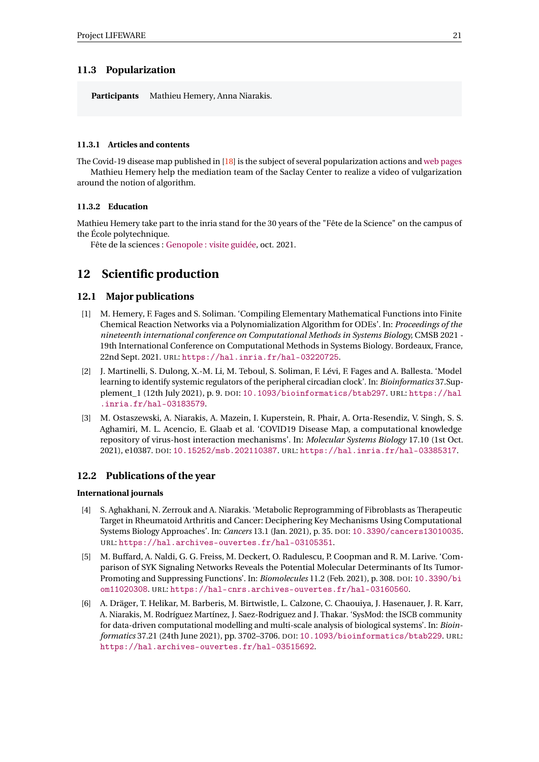## 11.3 Popularization

**Participants** Mathieu Hemery, Anna Niarakis.

#### 11.3.1 Articles and contents

The Covid-19 disease map published in [18] is the subject of several popularization actions and web pages

Mathieu Hemery help the mediation team of the Saclay Center to realize a video of vulgarization around the notion of algorithm.

#### 11.3.2 Education

Mathieu Hemery take part to the inria stand for the 30 years of the "Fête de la Science" on the campus of the École polytechnique.

Fête de la sciences : Genopole : visite guidée, oct. 2021.

# 12 Scientific production

## 12.1 Major publications

[1] M. Hemery, F. Fages and S. Soliman. 'Compiling Elementary Mathematical Functions into Finite Chemical Reaction Networks via a Polynomialization Algorithm for ODEs'. In: *Proceedings of the nineteenth international conference on Computational Methods in Systems Biology*, CMSB 2021 - 19th International Conference on Computational Methods in Systems Biology. Bordeaux, France, 22nd Sept. 2021. URL: https://hal.inria.fr/hal-03220725.

[2] J. Martinelli, S. Dulong, X.-M. Li, M. Teboul, S. Soliman, F. Lévi, F. Fages and A. Ballesta. 'Model learning to identify systemic regulators of the peripheral circadian clock'. In: *Bioinformatics* 37.Supplement_1 (12th July 2021), p. 9. DOI: 10.1093/bioinformatics/btab297. URL: https://hal.inria.fr/hal-03183579.

[3] M. Ostaszewski, A. Niarakis, A. Mazein, I. Kuperstein, R. Phair, A. Orta-Resendiz, V. Singh, S. S. Aghamiri, M. L. Acencio, E. Glaab et al. 'COVID19 Disease Map, a computational knowledge repository of virus-host interaction mechanisms'. In: *Molecular Systems Biology* 17.10 (1st Oct. 2021), e10387. DOI: 10.15252/msb.202110387. URL: https://hal.inria.fr/hal-03385317.

## 12.2 Publications of the year

**International journals**

[4] S. Aghakhani, N. Zerrouk and A. Niarakis. 'Metabolic Reprogramming of Fibroblasts as Therapeutic Target in Rheumatoid Arthritis and Cancer: Deciphering Key Mechanisms Using Computational Systems Biology Approaches'. In: *Cancers* 13.1 (Jan. 2021), p. 35. DOI: 10.3390/cancers13010035. URL: https://hal.archives-ouvertes.fr/hal-03105351.

[5] M. Buffard, A. Naldi, G. G. Freiss, M. Deckert, O. Radulescu, P. Coopman and R. M. Larive. 'Comparison of SYK Signaling Networks Reveals the Potential Molecular Determinants of Its Tumor-Promoting and Suppressing Functions'. In: *Biomolecules* 11.2 (Feb. 2021), p. 308. DOI: 10.3390/biom11020308. URL: https://hal-cnrs.archives-ouvertes.fr/hal-03160560.

[6] A. Dräger, T. Helikar, M. Barberis, M. Birtwistle, L. Calzone, C. Chaouiya, J. Hasenauer, J. R. Karr, A. Niarakis, M. Rodríguez Martínez, J. Saez-Rodriguez and J. Thakar. 'SysMod: the ISCB community for data-driven computational modelling and multi-scale analysis of biological systems'. In: *Bioinformatics* 37.21 (24th June 2021), pp. 3702–3706. DOI: 10.1093/bioinformatics/btab229. URL: https://hal.archives-ouvertes.fr/hal-03515692.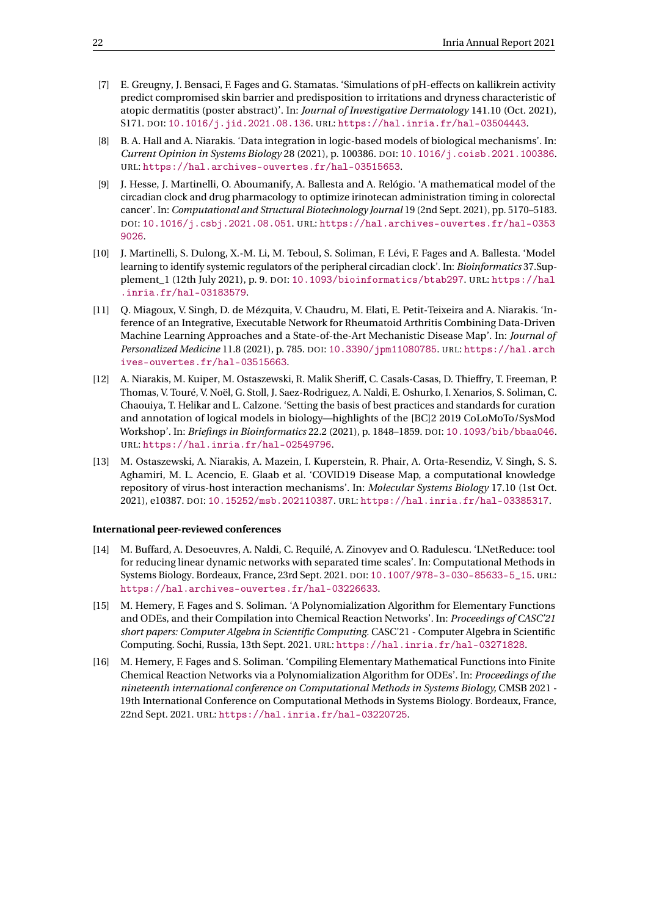[7] E. Greugny, J. Bensaci, F. Fages and G. Stamatas. 'Simulations of pH-effects on kallikrein activity predict compromised skin barrier and predisposition to irritations and dryness characteristic of atopic dermatitis (poster abstract)'. In: *Journal of Investigative Dermatology* 141.10 (Oct. 2021), S171. DOI: 10.1016/j.jid.2021.08.136. URL: https://hal.inria.fr/hal-03504443.

[8] B. A. Hall and A. Niarakis. 'Data integration in logic-based models of biological mechanisms'. In: *Current Opinion in Systems Biology* 28 (2021), p. 100386. DOI: 10.1016/j.coisb.2021.100386. URL: https://hal.archives-ouvertes.fr/hal-03515653.

[9] J. Hesse, J. Martinelli, O. Aboumanify, A. Ballesta and A. Relógio. 'A mathematical model of the circadian clock and drug pharmacology to optimize irinotecan administration timing in colorectal cancer'. In: *Computational and Structural Biotechnology Journal* 19 (2nd Sept. 2021), pp. 5170–5183. DOI: 10.1016/j.csbj.2021.08.051. URL: https://hal.archives-ouvertes.fr/hal-03539026.

[10] J. Martinelli, S. Dulong, X.-M. Li, M. Teboul, S. Soliman, F. Lévi, F. Fages and A. Ballesta. 'Model learning to identify systemic regulators of the peripheral circadian clock'. In: *Bioinformatics* 37.Supplement_1 (12th July 2021), p. 9. DOI: 10.1093/bioinformatics/btab297. URL: https://hal.inria.fr/hal-03183579.

[11] Q. Miagoux, V. Singh, D. de Mézquita, V. Chaudru, M. Elati, E. Petit-Teixeira and A. Niarakis. 'Inference of an Integrative, Executable Network for Rheumatoid Arthritis Combining Data-Driven Machine Learning Approaches and a State-of-the-Art Mechanistic Disease Map'. In: *Journal of Personalized Medicine* 11.8 (2021), p. 785. DOI: 10.3390/jpm11080785. URL: https://hal.archives-ouvertes.fr/hal-03515663.

[12] A. Niarakis, M. Kuiper, M. Ostaszewski, R. Malik Sheriff, C. Casals-Casas, D. Thieffry, T. Freeman, P. Thomas, V. Touré, V. Noël, G. Stoll, J. Saez-Rodriguez, A. Naldi, E. Oshurko, I. Xenarios, S. Soliman, C. Chaouiya, T. Helikar and L. Calzone. 'Setting the basis of best practices and standards for curation and annotation of logical models in biology—highlights of the [BC]2 2019 CoLoMoTo/SysMod Workshop'. In: *Briefings in Bioinformatics* 22.2 (2021), p. 1848–1859. DOI: 10.1093/bib/bbaa046. URL: https://hal.inria.fr/hal-02549796.

[13] M. Ostaszewski, A. Niarakis, A. Mazein, I. Kuperstein, R. Phair, A. Orta-Resendiz, V. Singh, S. S. Aghamiri, M. L. Acencio, E. Glaab et al. 'COVID19 Disease Map, a computational knowledge repository of virus-host interaction mechanisms'. In: *Molecular Systems Biology* 17.10 (1st Oct. 2021), e10387. DOI: 10.15252/msb.202110387. URL: https://hal.inria.fr/hal-03385317.

#### International peer-reviewed conferences

[14] M. Buffard, A. Desoeuvres, A. Naldi, C. Requilé, A. Zinovyev and O. Radulescu. 'LNetReduce: tool for reducing linear dynamic networks with separated time scales'. In: Computational Methods in Systems Biology. Bordeaux, France, 23rd Sept. 2021. DOI: 10.1007/978-3-030-85633-5_15. URL: https://hal.archives-ouvertes.fr/hal-03226633.

[15] M. Hemery, F. Fages and S. Soliman. 'A Polynomialization Algorithm for Elementary Functions and ODEs, and their Compilation into Chemical Reaction Networks'. In: *Proceedings of CASC'21 short papers: Computer Algebra in Scientific Computing.* CASC'21 - Computer Algebra in Scientific Computing. Sochi, Russia, 13th Sept. 2021. URL: https://hal.inria.fr/hal-03271828.

[16] M. Hemery, F. Fages and S. Soliman. 'Compiling Elementary Mathematical Functions into Finite Chemical Reaction Networks via a Polynomialization Algorithm for ODEs'. In: *Proceedings of the nineteenth international conference on Computational Methods in Systems Biology.* CMSB 2021 - 19th International Conference on Computational Methods in Systems Biology. Bordeaux, France, 22nd Sept. 2021. URL: https://hal.inria.fr/hal-03220725.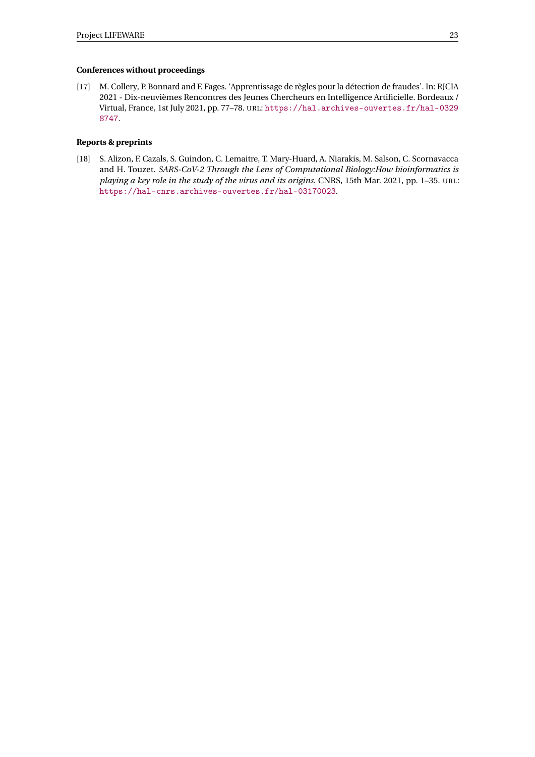### Conferences without proceedings

[17] M. Collery, P. Bonnard and F. Fages. 'Apprentissage de règles pour la détection de fraudes'. In: RJCIA 2021 - Dix-neuvièmes Rencontres des Jeunes Chercheurs en Intelligence Artificielle. Bordeaux / Virtual, France, 1st July 2021, pp. 77–78. URL: https://hal.archives-ouvertes.fr/hal-03298747.

### Reports & preprints

[18] S. Alizon, F. Cazals, S. Guindon, C. Lemaitre, T. Mary-Huard, A. Niarakis, M. Salson, C. Scornavacca and H. Touzet. *SARS-CoV-2 Through the Lens of Computational Biology:How bioinformatics is playing a key role in the study of the virus and its origins*. CNRS, 15th Mar. 2021, pp. 1–35. URL: https://hal-cnrs.archives-ouvertes.fr/hal-03170023.